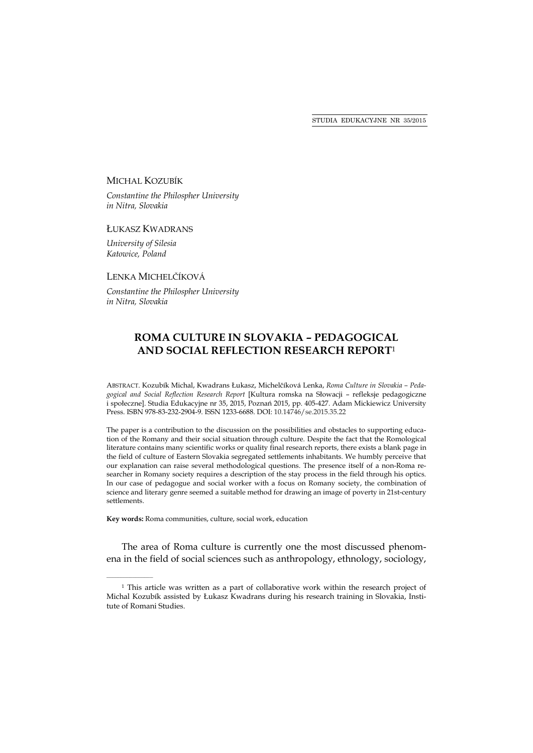MICHAL KOZUBÍK

*Constantine the Philospher University in Nitra, Slovakia*

ŁUKASZ KWADRANS

*University of Silesia Katowice, Poland*

LENKA MICHELČÍKOVÁ

*Constantine the Philospher University in Nitra, Slovakia*

# ROMA CULTURE IN SLOVAKIA – PEDAGOGICAL AND SOCIAL REFLECTION RESEARCH REPORT[1]

ABSTRACT. Kozubík Michal, Kwadrans Łukasz, Michelčíková Lenka, *Roma Culture in Slovakia – Pedagogical and Social Reflection Research Report* [Kultura romska na Słowacji – refleksje pedagogiczne i społeczne]. Studia Edukacyjne nr 35, 2015, Poznań 2015, pp. 405-427. Adam Mickiewicz University Press. ISBN 978-83-232-2904-9. ISSN 1233-6688. DOI: 10.14746/se.2015.35.22

The paper is a contribution to the discussion on the possibilities and obstacles to supporting education of the Romany and their social situation through culture. Despite the fact that the Romological literature contains many scientific works or quality final research reports, there exists a blank page in the field of culture of Eastern Slovakia segregated settlements inhabitants. We humbly perceive that our explanation can raise several methodological questions. The presence itself of a non-Roma researcher in Romany society requires a description of the stay process in the field through his optics. In our case of pedagogue and social worker with a focus on Romany society, the combination of science and literary genre seemed a suitable method for drawing an image of poverty in 21st-century settlements.

**Key words:** Roma communities, culture, social work, education

The area of Roma culture is currently one the most discussed phenomena in the field of social sciences such as anthropology, ethnology, sociology,

---

[1] This article was written as a part of collaborative work within the research project of Michal Kozubík assisted by Łukasz Kwadrans during his research training in Slovakia, Institute of Romani Studies.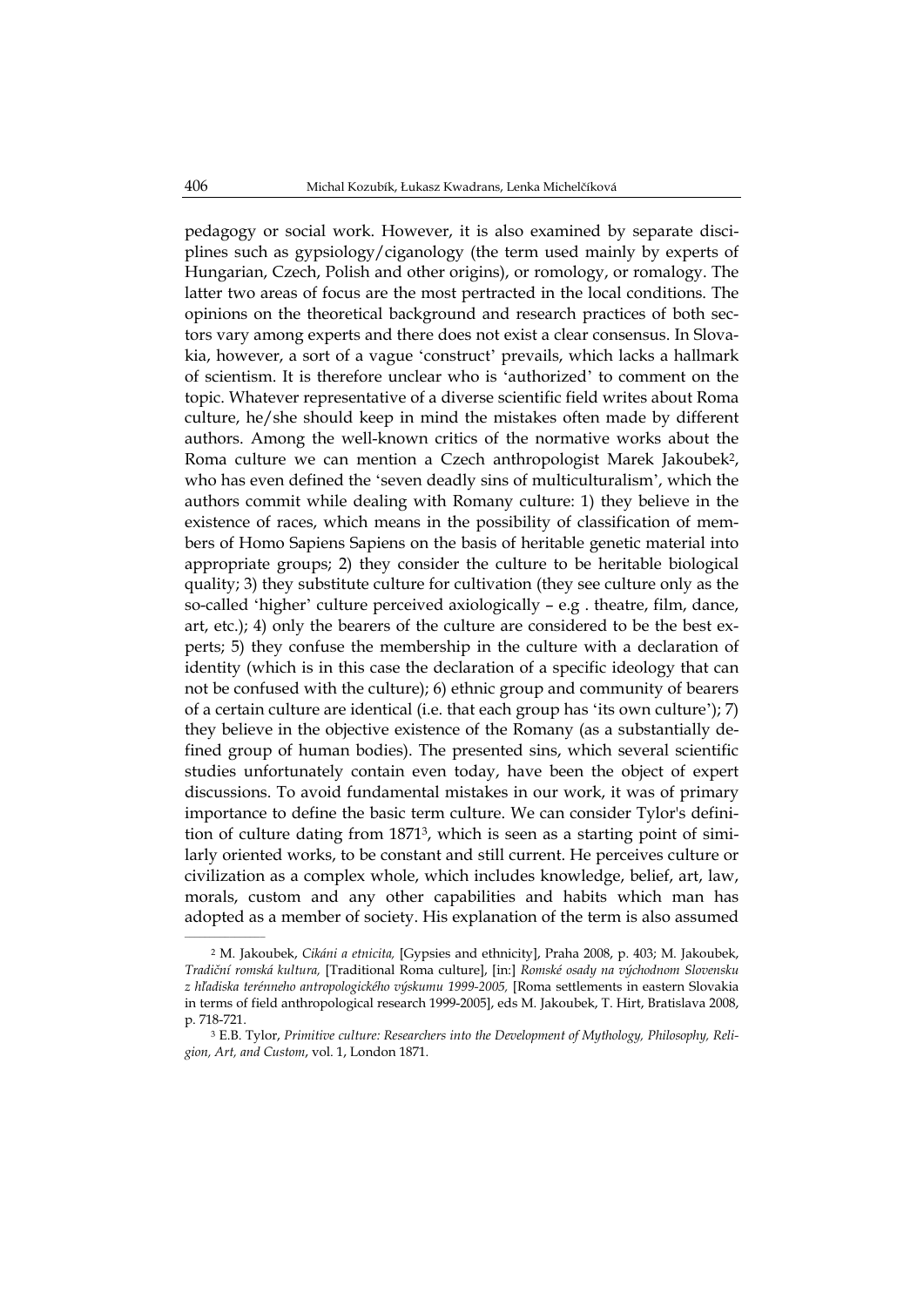pedagogy or social work. However, it is also examined by separate disciplines such as gypsiology/ciganology (the term used mainly by experts of Hungarian, Czech, Polish and other origins), or romology, or romalogy. The latter two areas of focus are the most pertracted in the local conditions. The opinions on the theoretical background and research practices of both sectors vary among experts and there does not exist a clear consensus. In Slovakia, however, a sort of a vague 'construct' prevails, which lacks a hallmark of scientism. It is therefore unclear who is 'authorized' to comment on the topic. Whatever representative of a diverse scientific field writes about Roma culture, he/she should keep in mind the mistakes often made by different authors. Among the well-known critics of the normative works about the Roma culture we can mention a Czech anthropologist Marek Jakoubek[2], who has even defined the 'seven deadly sins of multiculturalism', which the authors commit while dealing with Romany culture: 1) they believe in the existence of races, which means in the possibility of classification of members of Homo Sapiens Sapiens on the basis of heritable genetic material into appropriate groups; 2) they consider the culture to be heritable biological quality; 3) they substitute culture for cultivation (they see culture only as the so-called 'higher' culture perceived axiologically – e.g . theatre, film, dance, art, etc.); 4) only the bearers of the culture are considered to be the best experts; 5) they confuse the membership in the culture with a declaration of identity (which is in this case the declaration of a specific ideology that can not be confused with the culture); 6) ethnic group and community of bearers of a certain culture are identical (i.e. that each group has 'its own culture'); 7) they believe in the objective existence of the Romany (as a substantially defined group of human bodies). The presented sins, which several scientific studies unfortunately contain even today, have been the object of expert discussions. To avoid fundamental mistakes in our work, it was of primary importance to define the basic term culture. We can consider Tylor's definition of culture dating from 1871[3], which is seen as a starting point of similarly oriented works, to be constant and still current. He perceives culture or civilization as a complex whole, which includes knowledge, belief, art, law, morals, custom and any other capabilities and habits which man has adopted as a member of society. His explanation of the term is also assumed

---

[2] M. Jakoubek, *Cikáni a etnicita,* [Gypsies and ethnicity], Praha 2008, p. 403; M. Jakoubek, *Tradiční romská kultura,* [Traditional Roma culture], [in:] *Romské osady na východnom Slovensku z hľadiska terénneho antropologického výskumu 1999-2005,* [Roma settlements in eastern Slovakia in terms of field anthropological research 1999-2005], eds M. Jakoubek, T. Hirt, Bratislava 2008, p. 718-721.

[3] E.B. Tylor, *Primitive culture: Researchers into the Development of Mythology, Philosophy, Religion, Art, and Custom*, vol. 1, London 1871.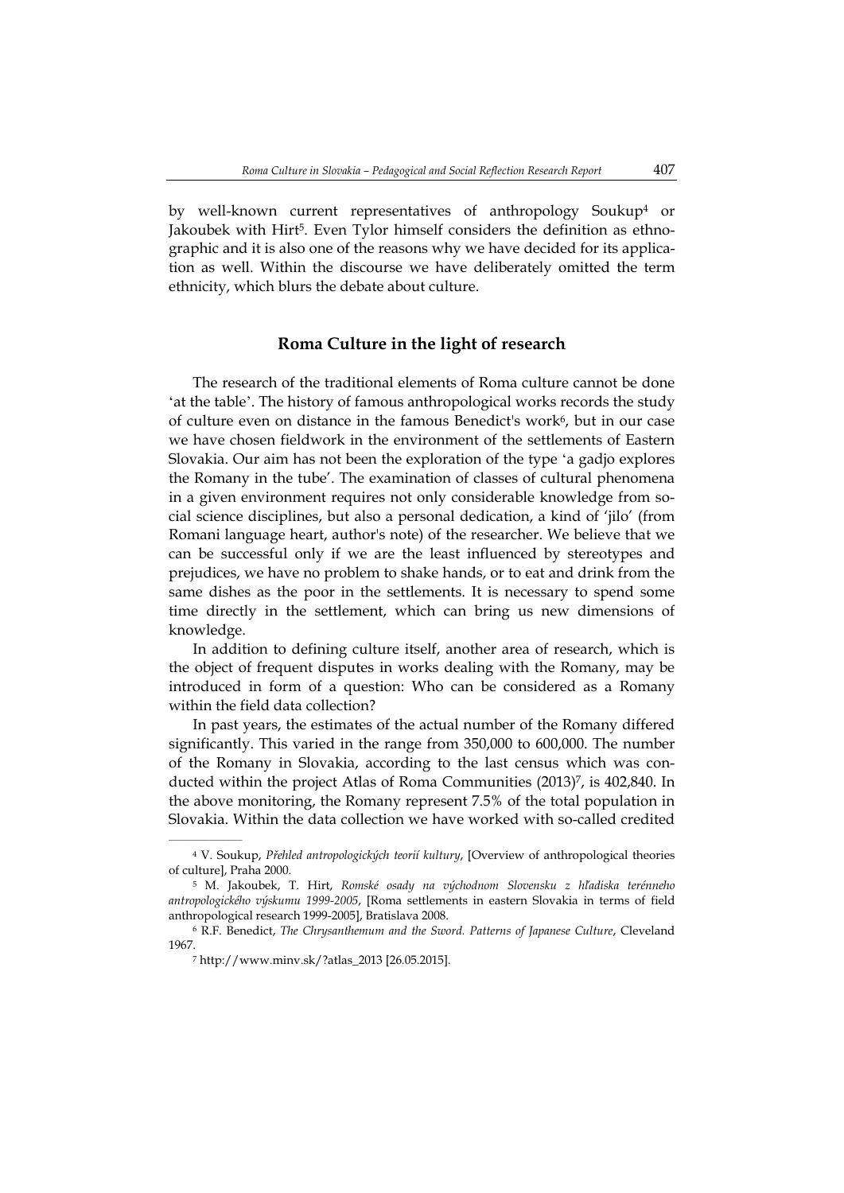by well-known current representatives of anthropology Soukup[4] or Jakoubek with Hirt[5]. Even Tylor himself considers the definition as ethnographic and it is also one of the reasons why we have decided for its application as well. Within the discourse we have deliberately omitted the term ethnicity, which blurs the debate about culture.

## Roma Culture in the light of research

The research of the traditional elements of Roma culture cannot be done 'at the table'. The history of famous anthropological works records the study of culture even on distance in the famous Benedict's work[6], but in our case we have chosen fieldwork in the environment of the settlements of Eastern Slovakia. Our aim has not been the exploration of the type 'a gadjo explores the Romany in the tube'. The examination of classes of cultural phenomena in a given environment requires not only considerable knowledge from social science disciplines, but also a personal dedication, a kind of 'jilo' (from Romani language heart, author's note) of the researcher. We believe that we can be successful only if we are the least influenced by stereotypes and prejudices, we have no problem to shake hands, or to eat and drink from the same dishes as the poor in the settlements. It is necessary to spend some time directly in the settlement, which can bring us new dimensions of knowledge.

In addition to defining culture itself, another area of research, which is the object of frequent disputes in works dealing with the Romany, may be introduced in form of a question: Who can be considered as a Romany within the field data collection?

In past years, the estimates of the actual number of the Romany differed significantly. This varied in the range from 350,000 to 600,000. The number of the Romany in Slovakia, according to the last census which was conducted within the project Atlas of Roma Communities (2013)[7], is 402,840. In the above monitoring, the Romany represent 7.5% of the total population in Slovakia. Within the data collection we have worked with so-called credited

---

[4] V. Soukup, *Přehled antropologických teorií kultury*, [Overview of anthropological theories of culture], Praha 2000.

[5] M. Jakoubek, T. Hirt, *Romské osady na východnom Slovensku z hľadiska terénneho antropologického výskumu 1999-2005*, [Roma settlements in eastern Slovakia in terms of field anthropological research 1999-2005], Bratislava 2008.

[6] R.F. Benedict, *The Chrysanthemum and the Sword. Patterns of Japanese Culture*, Cleveland 1967.

[7] http://www.minv.sk/?atlas_2013 [26.05.2015].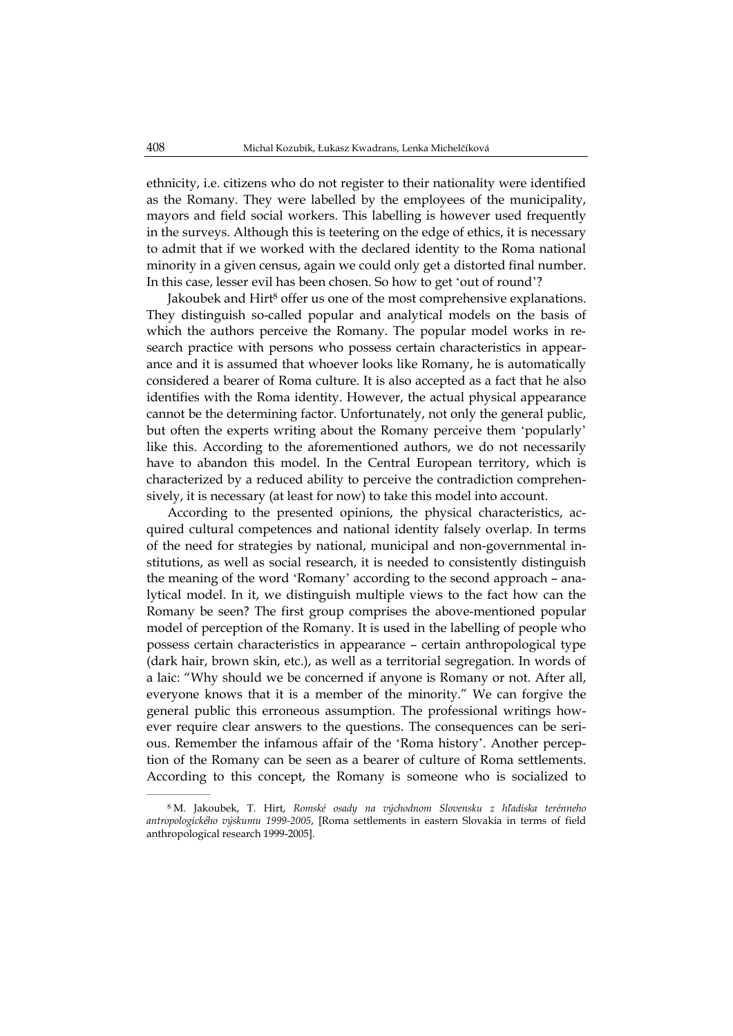ethnicity, i.e. citizens who do not register to their nationality were identified as the Romany. They were labelled by the employees of the municipality, mayors and field social workers. This labelling is however used frequently in the surveys. Although this is teetering on the edge of ethics, it is necessary to admit that if we worked with the declared identity to the Roma national minority in a given census, again we could only get a distorted final number. In this case, lesser evil has been chosen. So how to get 'out of round'?

Jakoubek and Hirt[8] offer us one of the most comprehensive explanations. They distinguish so-called popular and analytical models on the basis of which the authors perceive the Romany. The popular model works in research practice with persons who possess certain characteristics in appearance and it is assumed that whoever looks like Romany, he is automatically considered a bearer of Roma culture. It is also accepted as a fact that he also identifies with the Roma identity. However, the actual physical appearance cannot be the determining factor. Unfortunately, not only the general public, but often the experts writing about the Romany perceive them 'popularly' like this. According to the aforementioned authors, we do not necessarily have to abandon this model. In the Central European territory, which is characterized by a reduced ability to perceive the contradiction comprehensively, it is necessary (at least for now) to take this model into account.

According to the presented opinions, the physical characteristics, acquired cultural competences and national identity falsely overlap. In terms of the need for strategies by national, municipal and non-governmental institutions, as well as social research, it is needed to consistently distinguish the meaning of the word 'Romany' according to the second approach – analytical model. In it, we distinguish multiple views to the fact how can the Romany be seen? The first group comprises the above-mentioned popular model of perception of the Romany. It is used in the labelling of people who possess certain characteristics in appearance – certain anthropological type (dark hair, brown skin, etc.), as well as a territorial segregation. In words of a laic: "Why should we be concerned if anyone is Romany or not. After all, everyone knows that it is a member of the minority." We can forgive the general public this erroneous assumption. The professional writings however require clear answers to the questions. The consequences can be serious. Remember the infamous affair of the 'Roma history'. Another perception of the Romany can be seen as a bearer of culture of Roma settlements. According to this concept, the Romany is someone who is socialized to

---

[8] M. Jakoubek, T. Hirt, *Romské osady na východnom Slovensku z hľadiska terénneho antropologického výskumu 1999-2005*, [Roma settlements in eastern Slovakia in terms of field anthropological research 1999-2005].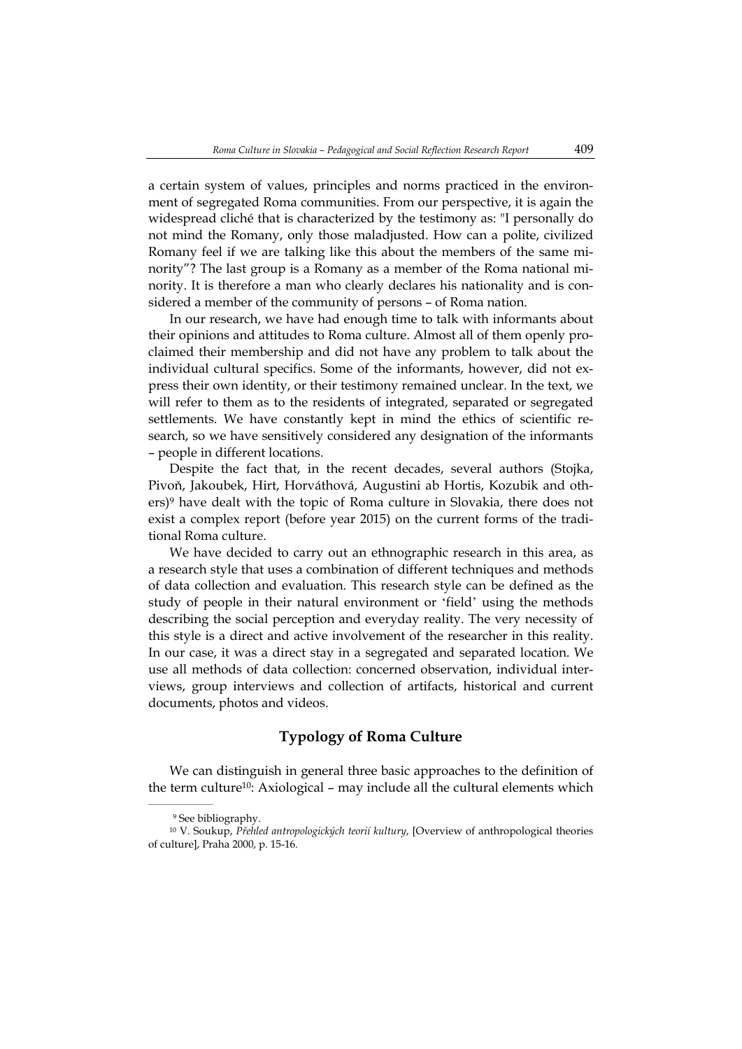a certain system of values, principles and norms practiced in the environment of segregated Roma communities. From our perspective, it is again the widespread cliché that is characterized by the testimony as: "I personally do not mind the Romany, only those maladjusted. How can a polite, civilized Romany feel if we are talking like this about the members of the same minority"? The last group is a Romany as a member of the Roma national minority. It is therefore a man who clearly declares his nationality and is considered a member of the community of persons – of Roma nation.

In our research, we have had enough time to talk with informants about their opinions and attitudes to Roma culture. Almost all of them openly proclaimed their membership and did not have any problem to talk about the individual cultural specifics. Some of the informants, however, did not express their own identity, or their testimony remained unclear. In the text, we will refer to them as to the residents of integrated, separated or segregated settlements. We have constantly kept in mind the ethics of scientific research, so we have sensitively considered any designation of the informants – people in different locations.

Despite the fact that, in the recent decades, several authors (Stojka, Pivoň, Jakoubek, Hirt, Horváthová, Augustini ab Hortis, Kozubik and others)[9] have dealt with the topic of Roma culture in Slovakia, there does not exist a complex report (before year 2015) on the current forms of the traditional Roma culture.

We have decided to carry out an ethnographic research in this area, as a research style that uses a combination of different techniques and methods of data collection and evaluation. This research style can be defined as the study of people in their natural environment or 'field' using the methods describing the social perception and everyday reality. The very necessity of this style is a direct and active involvement of the researcher in this reality. In our case, it was a direct stay in a segregated and separated location. We use all methods of data collection: concerned observation, individual interviews, group interviews and collection of artifacts, historical and current documents, photos and videos.

## Typology of Roma Culture

We can distinguish in general three basic approaches to the definition of the term culture[10]: Axiological – may include all the cultural elements which

---

[9] See bibliography.

[10] V. Soukup, *Přehled antropologických teorií kultury*, [Overview of anthropological theories of culture], Praha 2000, p. 15-16.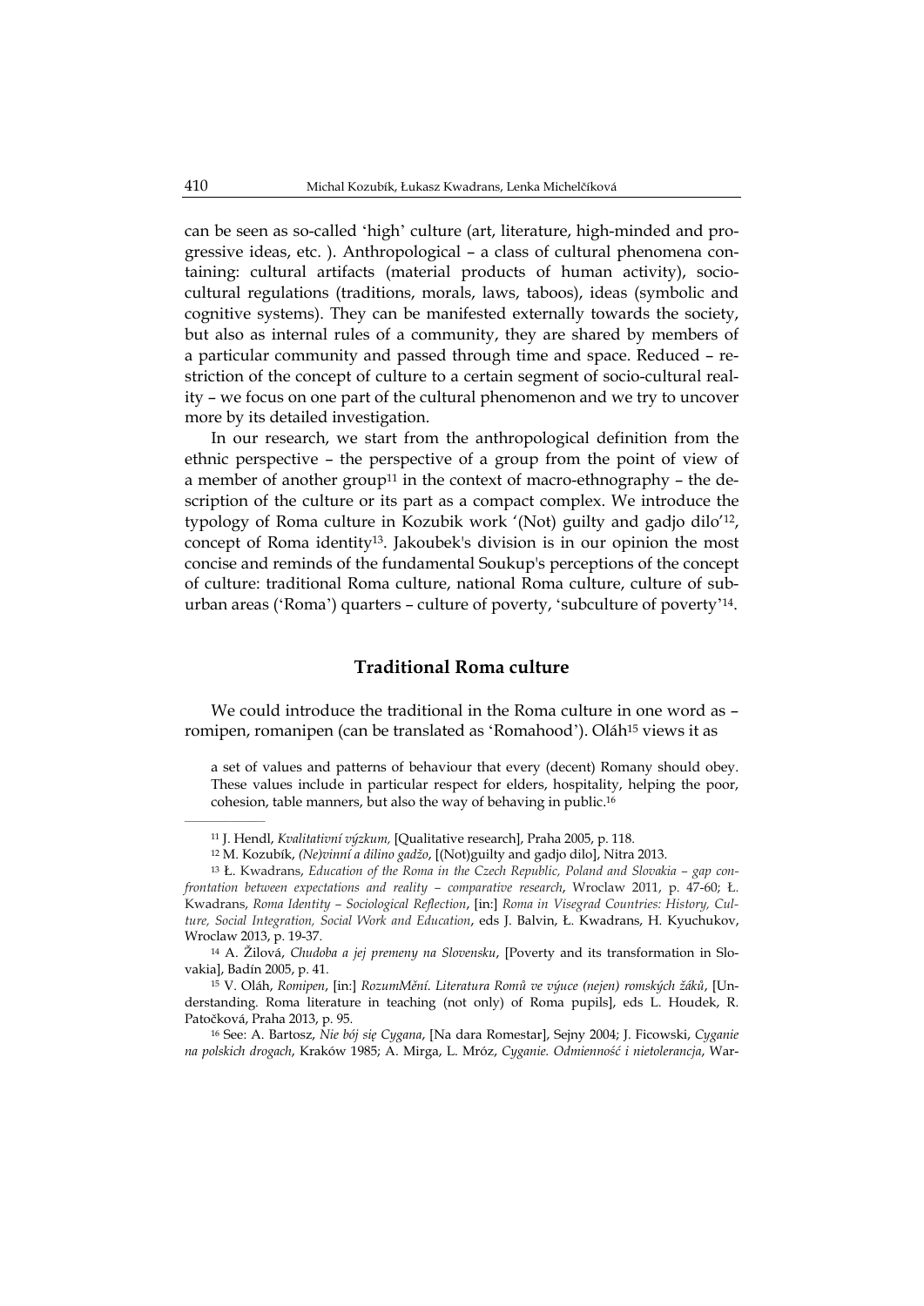can be seen as so-called 'high' culture (art, literature, high-minded and progressive ideas, etc. ). Anthropological – a class of cultural phenomena containing: cultural artifacts (material products of human activity), socio-cultural regulations (traditions, morals, laws, taboos), ideas (symbolic and cognitive systems). They can be manifested externally towards the society, but also as internal rules of a community, they are shared by members of a particular community and passed through time and space. Reduced – restriction of the concept of culture to a certain segment of socio-cultural reality – we focus on one part of the cultural phenomenon and we try to uncover more by its detailed investigation.

In our research, we start from the anthropological definition from the ethnic perspective – the perspective of a group from the point of view of a member of another group[11] in the context of macro-ethnography – the description of the culture or its part as a compact complex. We introduce the typology of Roma culture in Kozubik work '(Not) guilty and gadjo dilo'[12], concept of Roma identity[13]. Jakoubek's division is in our opinion the most concise and reminds of the fundamental Soukup's perceptions of the concept of culture: traditional Roma culture, national Roma culture, culture of suburban areas ('Roma') quarters – culture of poverty, 'subculture of poverty'[14].

## Traditional Roma culture

We could introduce the traditional in the Roma culture in one word as – romipen, romanipen (can be translated as 'Romahood'). Oláh[15] views it as

> a set of values and patterns of behaviour that every (decent) Romany should obey. These values include in particular respect for elders, hospitality, helping the poor, cohesion, table manners, but also the way of behaving in public.[16]

---

[11] J. Hendl, *Kvalitativní výzkum,* [Qualitative research], Praha 2005, p. 118.

[12] M. Kozubík, *(Ne)vinní a dilino gadžo*, [(Not)guilty and gadjo dilo], Nitra 2013.

[13] Ł. Kwadrans, *Education of the Roma in the Czech Republic, Poland and Slovakia – gap confrontation between expectations and reality – comparative research*, Wroclaw 2011, p. 47-60; Ł. Kwadrans, *Roma Identity – Sociological Reflection*, [in:] *Roma in Visegrad Countries: History, Culture, Social Integration, Social Work and Education*, eds J. Balvin, Ł. Kwadrans, H. Kyuchukov, Wroclaw 2013, p. 19-37.

[14] A. Žilová, *Chudoba a jej premeny na Slovensku*, [Poverty and its transformation in Slovakia], Badín 2005, p. 41.

[15] V. Oláh, *Romipen*, [in:] *RozumMění. Literatura Romů ve výuce (nejen) romských žáků*, [Understanding. Roma literature in teaching (not only) of Roma pupils], eds L. Houdek, R. Patočková, Praha 2013, p. 95.

[16] See: A. Bartosz, *Nie bój się Cygana*, [Na dara Romestar], Sejny 2004; J. Ficowski, *Cyganie na polskich drogach*, Kraków 1985; A. Mirga, L. Mróz, *Cyganie. Odmienność i nietolerancja*, War-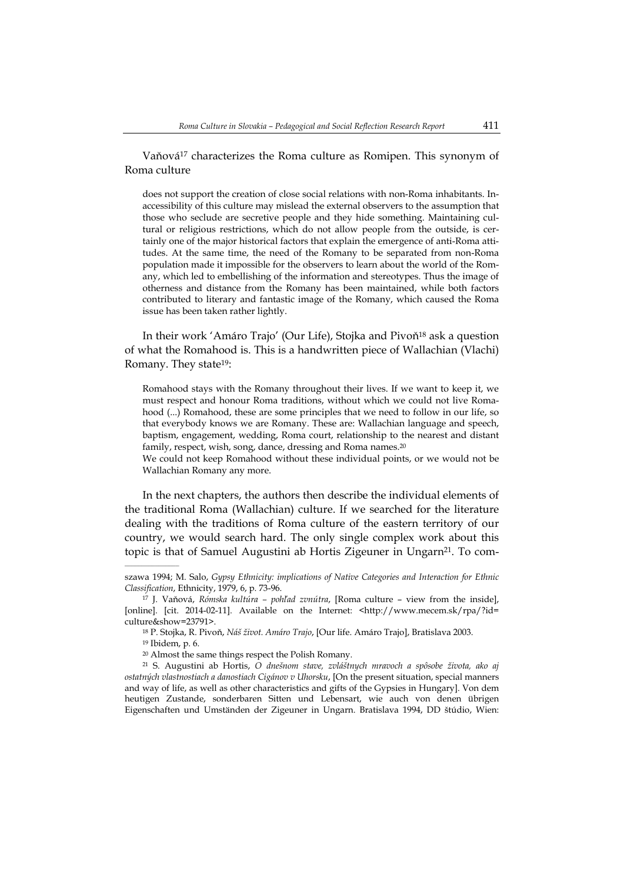Vaňová[17] characterizes the Roma culture as Romipen. This synonym of Roma culture

> does not support the creation of close social relations with non-Roma inhabitants. Inaccessibility of this culture may mislead the external observers to the assumption that those who seclude are secretive people and they hide something. Maintaining cultural or religious restrictions, which do not allow people from the outside, is certainly one of the major historical factors that explain the emergence of anti-Roma attitudes. At the same time, the need of the Romany to be separated from non-Roma population made it impossible for the observers to learn about the world of the Romany, which led to embellishing of the information and stereotypes. Thus the image of otherness and distance from the Romany has been maintained, while both factors contributed to literary and fantastic image of the Romany, which caused the Roma issue has been taken rather lightly.

In their work 'Amáro Trajo' (Our Life), Stojka and Pivoň[18] ask a question of what the Romahood is. This is a handwritten piece of Wallachian (Vlachi) Romany. They state[19]:

> Romahood stays with the Romany throughout their lives. If we want to keep it, we must respect and honour Roma traditions, without which we could not live Romahood (...) Romahood, these are some principles that we need to follow in our life, so that everybody knows we are Romany. These are: Wallachian language and speech, baptism, engagement, wedding, Roma court, relationship to the nearest and distant family, respect, wish, song, dance, dressing and Roma names.[20]
>
> We could not keep Romahood without these individual points, or we would not be Wallachian Romany any more.

In the next chapters, the authors then describe the individual elements of the traditional Roma (Wallachian) culture. If we searched for the literature dealing with the traditions of Roma culture of the eastern territory of our country, we would search hard. The only single complex work about this topic is that of Samuel Augustini ab Hortis Zigeuner in Ungarn[21]. To com-

---

szawa 1994; M. Salo, *Gypsy Ethnicity: implications of Native Categories and Interaction for Ethnic Classification*, Ethnicity, 1979, 6, p. 73-96.

[17] J. Vaňová, *Rómska kultúra – pohľad zvnútra*, [Roma culture – view from the inside], [online]. [cit. 2014-02-11]. Available on the Internet: <http://www.mecem.sk/rpa/?id=culture&show=23791>.

[18] P. Stojka, R. Pivoň, *Náš život. Amáro Trajo*, [Our life. Amáro Trajo], Bratislava 2003.

[19] Ibidem, p. 6.

[20] Almost the same things respect the Polish Romany.

[21] S. Augustini ab Hortis, *O dnešnom stave, zvláštnych mravoch a spôsobe života, ako aj ostatných vlastnostiach a danostiach Cigánov v Uhorsku*, [On the present situation, special manners and way of life, as well as other characteristics and gifts of the Gypsies in Hungary]. Von dem heutigen Zustande, sonderbaren Sitten und Lebensart, wie auch von denen übrigen Eigenschaften und Umständen der Zigeuner in Ungarn. Bratislava 1994, DD štúdio, Wien: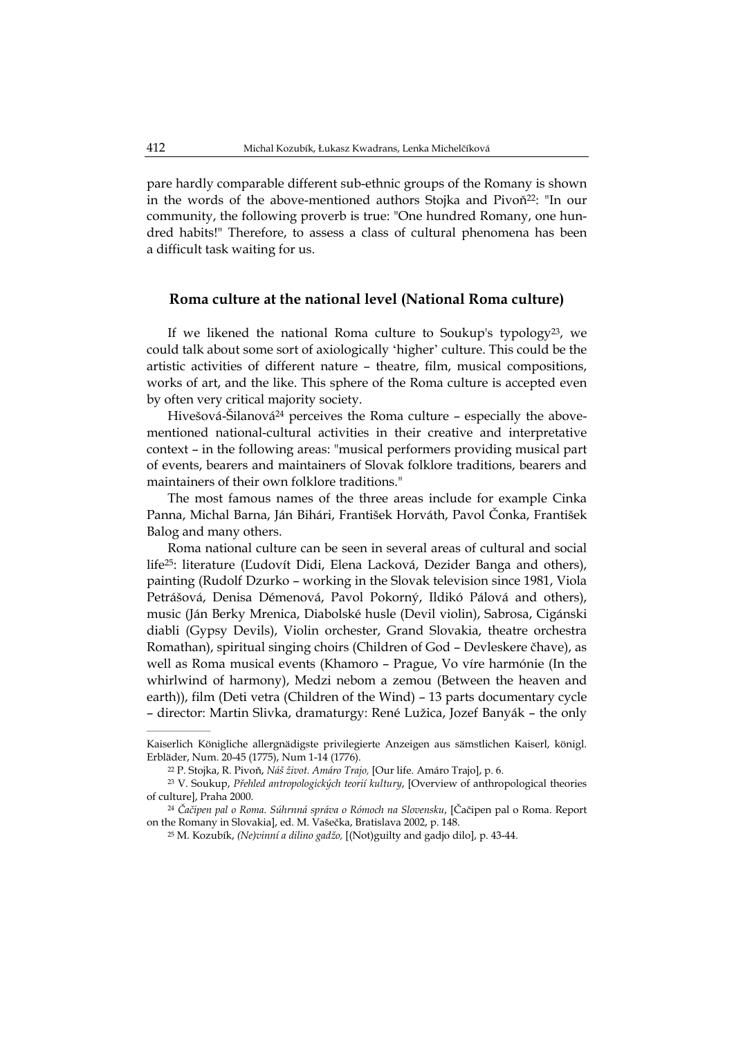pare hardly comparable different sub-ethnic groups of the Romany is shown in the words of the above-mentioned authors Stojka and Pivoň[22]: "In our community, the following proverb is true: "One hundred Romany, one hundred habits!" Therefore, to assess a class of cultural phenomena has been a difficult task waiting for us.

## Roma culture at the national level (National Roma culture)

If we likened the national Roma culture to Soukup's typology[23], we could talk about some sort of axiologically 'higher' culture. This could be the artistic activities of different nature – theatre, film, musical compositions, works of art, and the like. This sphere of the Roma culture is accepted even by often very critical majority society.

Hivešová-Šilanová[24] perceives the Roma culture – especially the above-mentioned national-cultural activities in their creative and interpretative context – in the following areas: "musical performers providing musical part of events, bearers and maintainers of Slovak folklore traditions, bearers and maintainers of their own folklore traditions."

The most famous names of the three areas include for example Cinka Panna, Michal Barna, Ján Bihári, František Horváth, Pavol Čonka, František Balog and many others.

Roma national culture can be seen in several areas of cultural and social life[25]: literature (Ľudovít Didi, Elena Lacková, Dezider Banga and others), painting (Rudolf Dzurko – working in the Slovak television since 1981, Viola Petrášová, Denisa Déménová, Pavol Pokorný, Ildikó Pálová and others), music (Ján Berky Mrenica, Diabolské husle (Devil violin), Sabrosa, Cigánski diabli (Gypsy Devils), Violin orchester, Grand Slovakia, theatre orchestra Romathan), spiritual singing choirs (Children of God – Devleskere čhave), as well as Roma musical events (Khamoro – Prague, Vo víre harmónie (In the whirlwind of harmony), Medzi nebom a zemou (Between the heaven and earth)), film (Deti vetra (Children of the Wind) – 13 parts documentary cycle – director: Martin Slivka, dramaturgy: René Lužica, Jozef Banyák – the only

---

Kaiserlich Königliche allergnädigste privilegierte Anzeigen aus sämstlichen Kaiserl, königl. Erbläder, Num. 20-45 (1775), Num 1-14 (1776).

[22] P. Stojka, R. Pivoň, *Náš život. Amáro Trajo,* [Our life. Amáro Trajo], p. 6.

[23] V. Soukup, *Přehled antropologických teorií kultury*, [Overview of anthropological theories of culture], Praha 2000.

[24] *Čačipen pal o Roma. Súhrnná správa o Rómoch na Slovensku*, [Čačipen pal o Roma. Report on the Romany in Slovakia], ed. M. Vašečka, Bratislava 2002, p. 148.

[25] M. Kozubík, *(Ne)vinní a dilino gadžo,* [(Not)guilty and gadjo dilo], p. 43-44.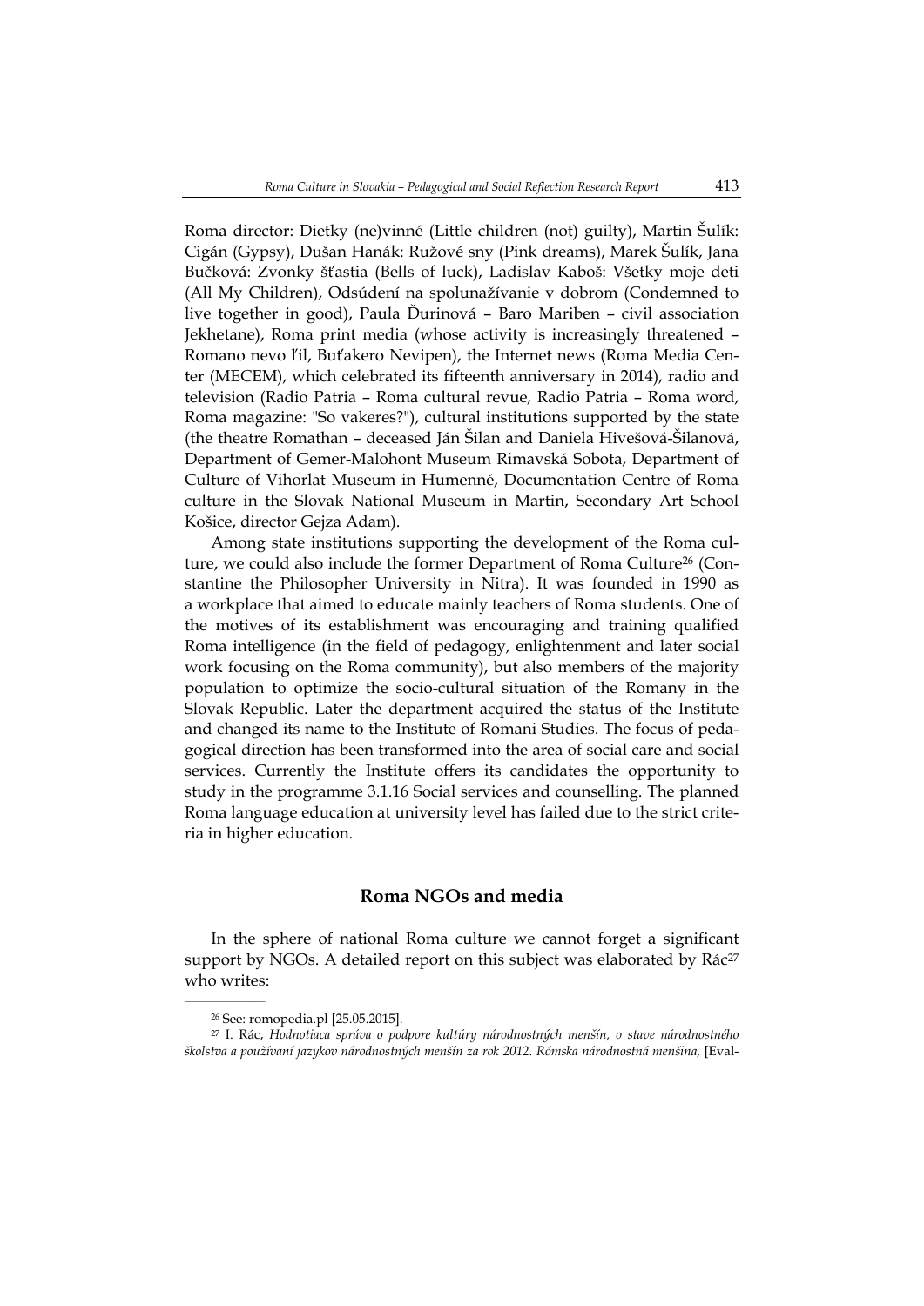Roma director: Dietky (ne)vinné (Little children (not) guilty), Martin Šulík: Cigán (Gypsy), Dušan Hanák: Ružové sny (Pink dreams), Marek Šulík, Jana Bučková: Zvonky šťastia (Bells of luck), Ladislav Kaboš: Všetky moje deti (All My Children), Odsúdení na spolunažívanie v dobrom (Condemned to live together in good), Paula Ďurinová – Baro Mariben – civil association Jekhetane), Roma print media (whose activity is increasingly threatened – Romano nevo ľil, Buťakero Nevipen), the Internet news (Roma Media Center (MECEM), which celebrated its fifteenth anniversary in 2014), radio and television (Radio Patria – Roma cultural revue, Radio Patria – Roma word, Roma magazine: "So vakeres?"), cultural institutions supported by the state (the theatre Romathan – deceased Ján Šilan and Daniela Hivešová-Šilanová, Department of Gemer-Malohont Museum Rimavská Sobota, Department of Culture of Vihorlat Museum in Humenné, Documentation Centre of Roma culture in the Slovak National Museum in Martin, Secondary Art School Košice, director Gejza Adam).

Among state institutions supporting the development of the Roma culture, we could also include the former Department of Roma Culture[26] (Constantine the Philosopher University in Nitra). It was founded in 1990 as a workplace that aimed to educate mainly teachers of Roma students. One of the motives of its establishment was encouraging and training qualified Roma intelligence (in the field of pedagogy, enlightenment and later social work focusing on the Roma community), but also members of the majority population to optimize the socio-cultural situation of the Romany in the Slovak Republic. Later the department acquired the status of the Institute and changed its name to the Institute of Romani Studies. The focus of pedagogical direction has been transformed into the area of social care and social services. Currently the Institute offers its candidates the opportunity to study in the programme 3.1.16 Social services and counselling. The planned Roma language education at university level has failed due to the strict criteria in higher education.

## Roma NGOs and media

In the sphere of national Roma culture we cannot forget a significant support by NGOs. A detailed report on this subject was elaborated by Rác[27] who writes:

[26] See: romopedia.pl [25.05.2015].

[27] I. Rác, *Hodnotiaca správa o podpore kultúry národnostných menšín, o stave národnostného školstva a používaní jazykov národnostných menšín za rok 2012. Rómska národnostná menšina*, [Eval-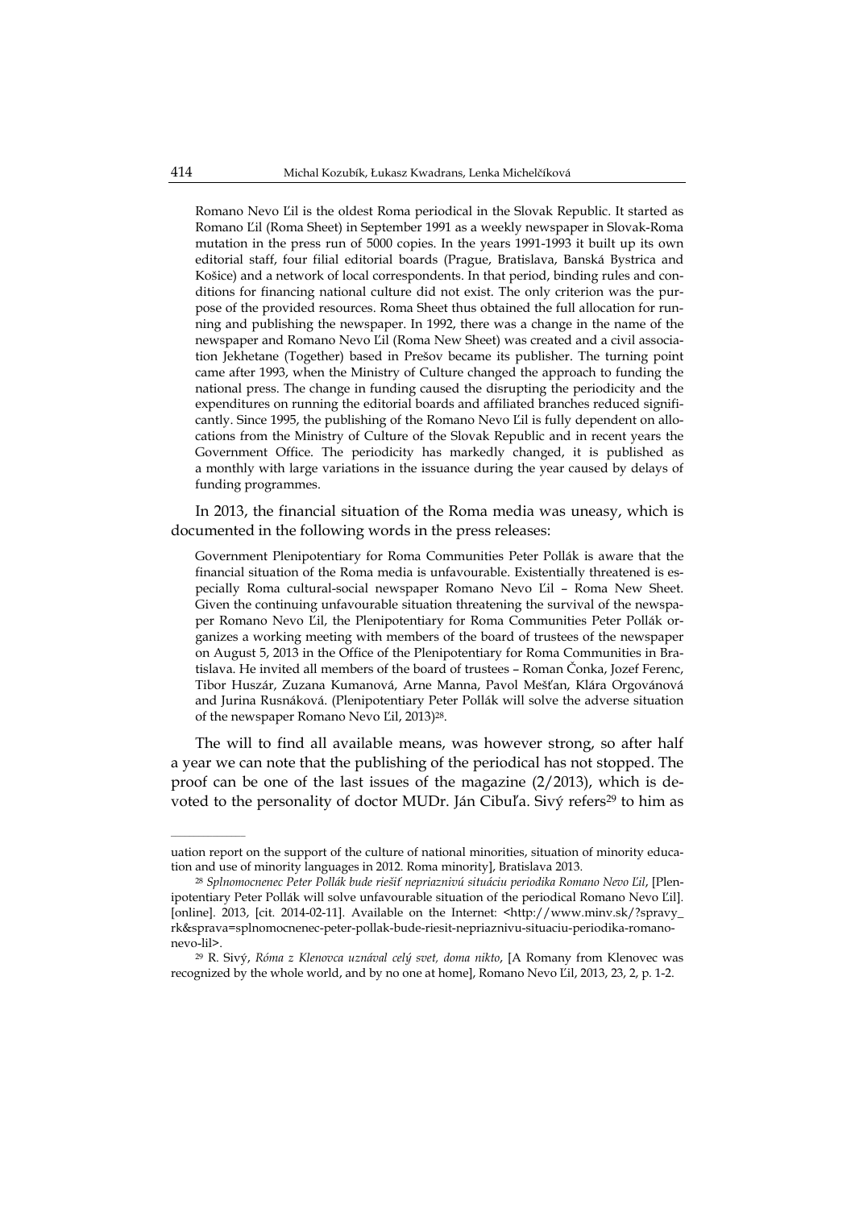> Romano Nevo Ľil is the oldest Roma periodical in the Slovak Republic. It started as Romano Ľil (Roma Sheet) in September 1991 as a weekly newspaper in Slovak-Roma mutation in the press run of 5000 copies. In the years 1991-1993 it built up its own editorial staff, four filial editorial boards (Prague, Bratislava, Banská Bystrica and Košice) and a network of local correspondents. In that period, binding rules and conditions for financing national culture did not exist. The only criterion was the purpose of the provided resources. Roma Sheet thus obtained the full allocation for running and publishing the newspaper. In 1992, there was a change in the name of the newspaper and Romano Nevo Ľil (Roma New Sheet) was created and a civil association Jekhetane (Together) based in Prešov became its publisher. The turning point came after 1993, when the Ministry of Culture changed the approach to funding the national press. The change in funding caused the disrupting the periodicity and the expenditures on running the editorial boards and affiliated branches reduced significantly. Since 1995, the publishing of the Romano Nevo Ľil is fully dependent on allocations from the Ministry of Culture of the Slovak Republic and in recent years the Government Office. The periodicity has markedly changed, it is published as a monthly with large variations in the issuance during the year caused by delays of funding programmes.

In 2013, the financial situation of the Roma media was uneasy, which is documented in the following words in the press releases:

> Government Plenipotentiary for Roma Communities Peter Pollák is aware that the financial situation of the Roma media is unfavourable. Existentially threatened is especially Roma cultural-social newspaper Romano Nevo Ľil – Roma New Sheet. Given the continuing unfavourable situation threatening the survival of the newspaper Romano Nevo Ľil, the Plenipotentiary for Roma Communities Peter Pollák organizes a working meeting with members of the board of trustees of the newspaper on August 5, 2013 in the Office of the Plenipotentiary for Roma Communities in Bratislava. He invited all members of the board of trustees – Roman Čonka, Jozef Ferenc, Tibor Huszár, Zuzana Kumanová, Arne Manna, Pavol Mešťan, Klára Orgovánová and Jurina Rusnáková. (Plenipotentiary Peter Pollák will solve the adverse situation of the newspaper Romano Nevo Ľil, 2013)[28].

The will to find all available means, was however strong, so after half a year we can note that the publishing of the periodical has not stopped. The proof can be one of the last issues of the magazine (2/2013), which is devoted to the personality of doctor MUDr. Ján Cibuľa. Sivý refers[29] to him as

---

uation report on the support of the culture of national minorities, situation of minority education and use of minority languages in 2012. Roma minority], Bratislava 2013.

[28] *Splnomocnenec Peter Pollák bude riešiť nepriaznivú situáciu periodika Romano Nevo Ľil*, [Plenipotentiary Peter Pollák will solve unfavourable situation of the periodical Romano Nevo Ľil]. [online]. 2013, [cit. 2014-02-11]. Available on the Internet: <http://www.minv.sk/?spravy_rk&sprava=splnomocnenec-peter-pollak-bude-riesit-nepriaznivu-situaciu-periodika-romano-nevo-lil>.

[29] R. Sivý, *Róma z Klenovca uznával celý svet, doma nikto*, [A Romany from Klenovec was recognized by the whole world, and by no one at home], Romano Nevo Ľil, 2013, 23, 2, p. 1-2.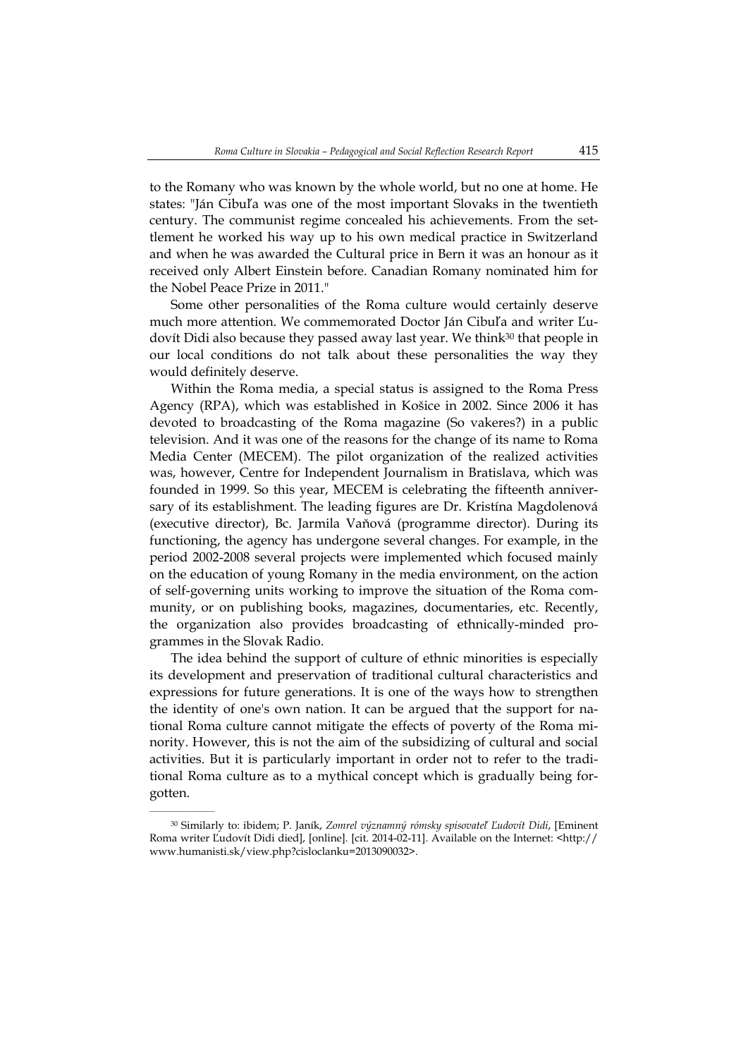to the Romany who was known by the whole world, but no one at home. He states: "Ján Cibuľa was one of the most important Slovaks in the twentieth century. The communist regime concealed his achievements. From the settlement he worked his way up to his own medical practice in Switzerland and when he was awarded the Cultural price in Bern it was an honour as it received only Albert Einstein before. Canadian Romany nominated him for the Nobel Peace Prize in 2011."

Some other personalities of the Roma culture would certainly deserve much more attention. We commemorated Doctor Ján Cibuľa and writer Ľudovít Didi also because they passed away last year. We think[30] that people in our local conditions do not talk about these personalities the way they would definitely deserve.

Within the Roma media, a special status is assigned to the Roma Press Agency (RPA), which was established in Košice in 2002. Since 2006 it has devoted to broadcasting of the Roma magazine (So vakeres?) in a public television. And it was one of the reasons for the change of its name to Roma Media Center (MECEM). The pilot organization of the realized activities was, however, Centre for Independent Journalism in Bratislava, which was founded in 1999. So this year, MECEM is celebrating the fifteenth anniversary of its establishment. The leading figures are Dr. Kristína Magdolenová (executive director), Bc. Jarmila Vaňová (programme director). During its functioning, the agency has undergone several changes. For example, in the period 2002-2008 several projects were implemented which focused mainly on the education of young Romany in the media environment, on the action of self-governing units working to improve the situation of the Roma community, or on publishing books, magazines, documentaries, etc. Recently, the organization also provides broadcasting of ethnically-minded programmes in the Slovak Radio.

The idea behind the support of culture of ethnic minorities is especially its development and preservation of traditional cultural characteristics and expressions for future generations. It is one of the ways how to strengthen the identity of one's own nation. It can be argued that the support for national Roma culture cannot mitigate the effects of poverty of the Roma minority. However, this is not the aim of the subsidizing of cultural and social activities. But it is particularly important in order not to refer to the traditional Roma culture as to a mythical concept which is gradually being forgotten.

---

[30] Similarly to: ibidem; P. Janík, *Zomrel významný rómsky spisovateľ Ľudovít Didi*, [Eminent Roma writer Ľudovít Didi died], [online]. [cit. 2014-02-11]. Available on the Internet: <http://www.humanisti.sk/view.php?cisloclanku=2013090032>.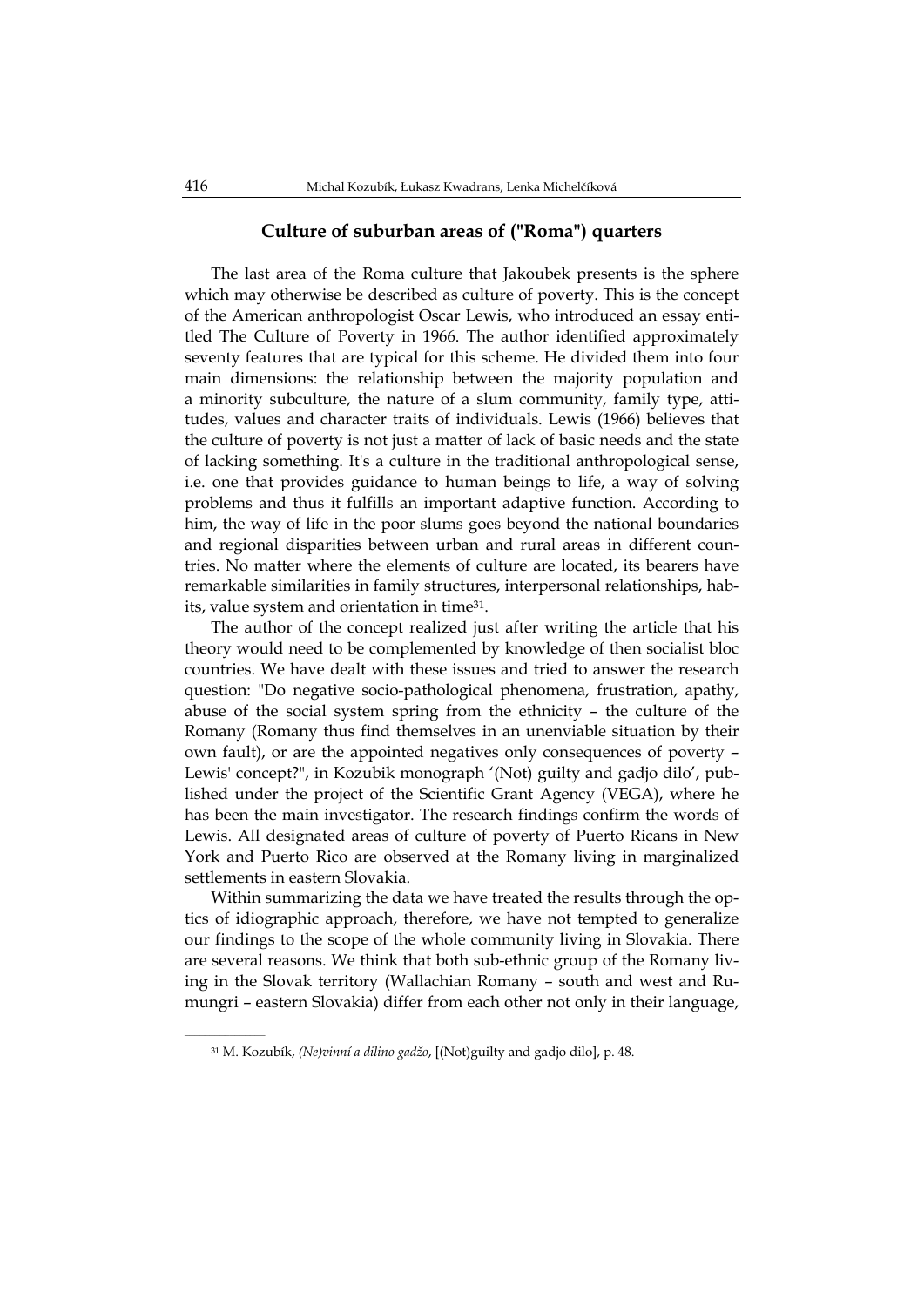## Culture of suburban areas of ("Roma") quarters

The last area of the Roma culture that Jakoubek presents is the sphere which may otherwise be described as culture of poverty. This is the concept of the American anthropologist Oscar Lewis, who introduced an essay entitled The Culture of Poverty in 1966. The author identified approximately seventy features that are typical for this scheme. He divided them into four main dimensions: the relationship between the majority population and a minority subculture, the nature of a slum community, family type, attitudes, values and character traits of individuals. Lewis (1966) believes that the culture of poverty is not just a matter of lack of basic needs and the state of lacking something. It's a culture in the traditional anthropological sense, i.e. one that provides guidance to human beings to life, a way of solving problems and thus it fulfills an important adaptive function. According to him, the way of life in the poor slums goes beyond the national boundaries and regional disparities between urban and rural areas in different countries. No matter where the elements of culture are located, its bearers have remarkable similarities in family structures, interpersonal relationships, habits, value system and orientation in time[31].

The author of the concept realized just after writing the article that his theory would need to be complemented by knowledge of then socialist bloc countries. We have dealt with these issues and tried to answer the research question: "Do negative socio-pathological phenomena, frustration, apathy, abuse of the social system spring from the ethnicity – the culture of the Romany (Romany thus find themselves in an unenviable situation by their own fault), or are the appointed negatives only consequences of poverty – Lewis' concept?", in Kozubik monograph '(Not) guilty and gadjo dilo', published under the project of the Scientific Grant Agency (VEGA), where he has been the main investigator. The research findings confirm the words of Lewis. All designated areas of culture of poverty of Puerto Ricans in New York and Puerto Rico are observed at the Romany living in marginalized settlements in eastern Slovakia.

Within summarizing the data we have treated the results through the optics of idiographic approach, therefore, we have not tempted to generalize our findings to the scope of the whole community living in Slovakia. There are several reasons. We think that both sub-ethnic group of the Romany living in the Slovak territory (Wallachian Romany – south and west and Rumungri – eastern Slovakia) differ from each other not only in their language,

---

[31] M. Kozubík, *(Ne)vinní a dilino gadžo*, [(Not)guilty and gadjo dilo], p. 48.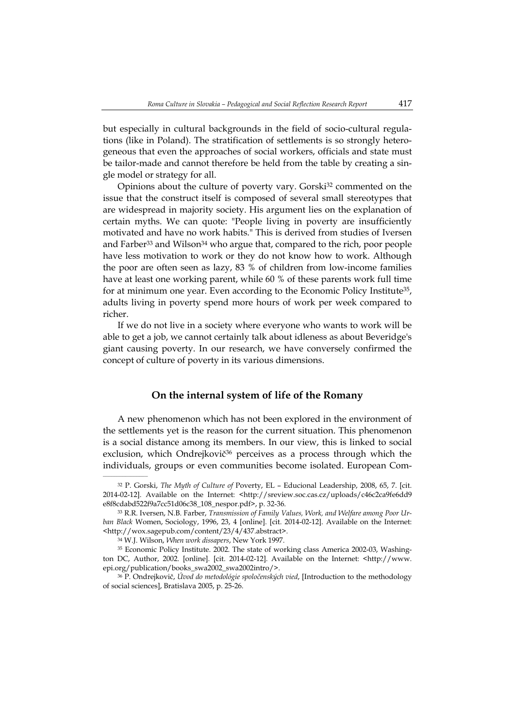but especially in cultural backgrounds in the field of socio-cultural regulations (like in Poland). The stratification of settlements is so strongly heterogeneous that even the approaches of social workers, officials and state must be tailor-made and cannot therefore be held from the table by creating a single model or strategy for all.

Opinions about the culture of poverty vary. Gorski[32] commented on the issue that the construct itself is composed of several small stereotypes that are widespread in majority society. His argument lies on the explanation of certain myths. We can quote: "People living in poverty are insufficiently motivated and have no work habits." This is derived from studies of Iversen and Farber[33] and Wilson[34] who argue that, compared to the rich, poor people have less motivation to work or they do not know how to work. Although the poor are often seen as lazy, 83 % of children from low-income families have at least one working parent, while 60 % of these parents work full time for at minimum one year. Even according to the Economic Policy Institute[35], adults living in poverty spend more hours of work per week compared to richer.

If we do not live in a society where everyone who wants to work will be able to get a job, we cannot certainly talk about idleness as about Beveridge's giant causing poverty. In our research, we have conversely confirmed the concept of culture of poverty in its various dimensions.

## On the internal system of life of the Romany

A new phenomenon which has not been explored in the environment of the settlements yet is the reason for the current situation. This phenomenon is a social distance among its members. In our view, this is linked to social exclusion, which Ondrejkovič[36] perceives as a process through which the individuals, groups or even communities become isolated. European Com-

---

[32] P. Gorski, *The Myth of Culture of* Poverty, EL – Educional Leadership, 2008, 65, 7. [cit. 2014-02-12]. Available on the Internet: <http://sreview.soc.cas.cz/uploads/c46c2ca9fe6dd9e8f8cdabd522f9a7cc51d06c38_108_nespor.pdf>, p. 32-36.

[33] R.R. Iversen, N.B. Farber, *Transmission of Family Values, Work, and Welfare among Poor Urban Black* Women, Sociology, 1996, 23, 4 [online]. [cit. 2014-02-12]. Available on the Internet: <http://wox.sagepub.com/content/23/4/437.abstract>.

[34] W.J. Wilson, *When work dissapers*, New York 1997.

[35] Economic Policy Institute. 2002. The state of working class America 2002-03, Washington DC, Author, 2002. [online]. [cit. 2014-02-12]. Available on the Internet: <http://www.epi.org/publication/books_swa2002_swa2002intro/>.

[36] P. Ondrejkovič, *Úvod do metodológie spoločenských vied*, [Introduction to the methodology of social sciences], Bratislava 2005, p. 25-26.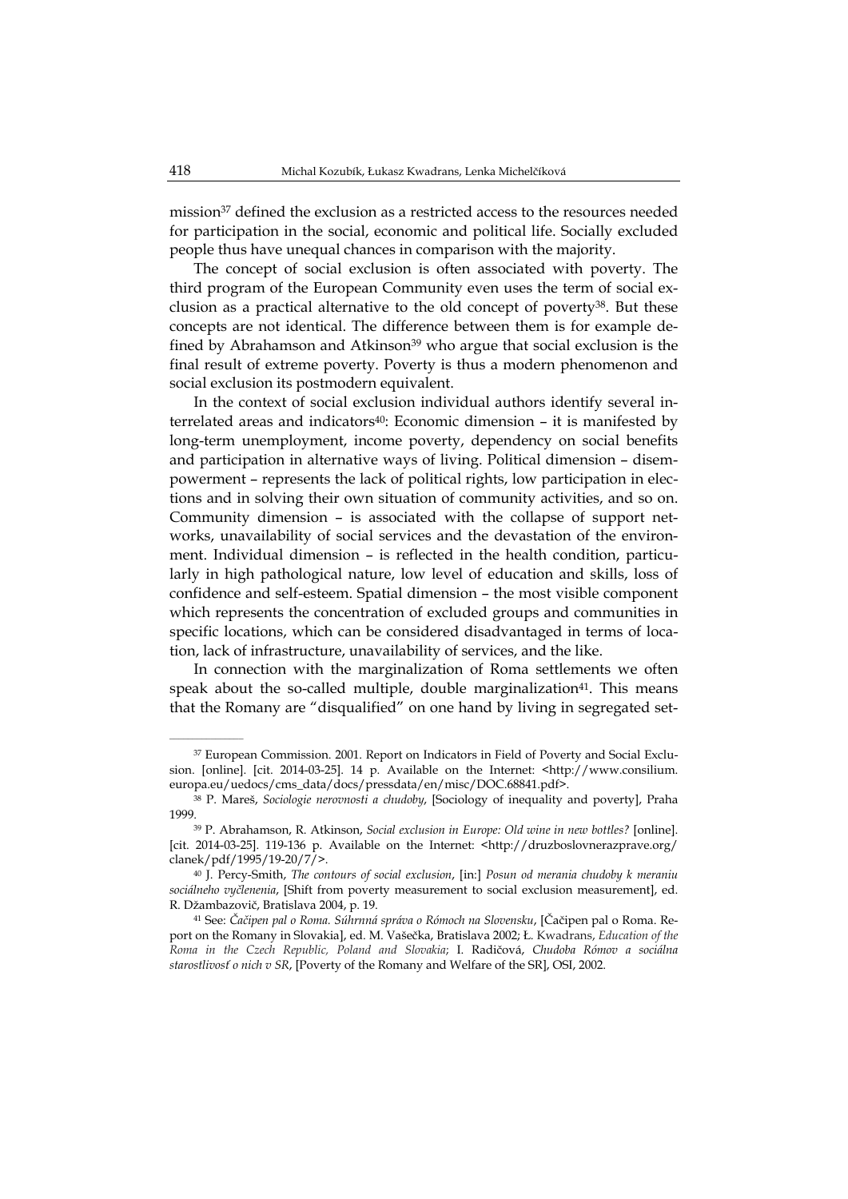mission[37] defined the exclusion as a restricted access to the resources needed for participation in the social, economic and political life. Socially excluded people thus have unequal chances in comparison with the majority.

The concept of social exclusion is often associated with poverty. The third program of the European Community even uses the term of social exclusion as a practical alternative to the old concept of poverty[38]. But these concepts are not identical. The difference between them is for example defined by Abrahamson and Atkinson[39] who argue that social exclusion is the final result of extreme poverty. Poverty is thus a modern phenomenon and social exclusion its postmodern equivalent.

In the context of social exclusion individual authors identify several interrelated areas and indicators[40]: Economic dimension – it is manifested by long-term unemployment, income poverty, dependency on social benefits and participation in alternative ways of living. Political dimension – disempowerment – represents the lack of political rights, low participation in elections and in solving their own situation of community activities, and so on. Community dimension – is associated with the collapse of support networks, unavailability of social services and the devastation of the environment. Individual dimension – is reflected in the health condition, particularly in high pathological nature, low level of education and skills, loss of confidence and self-esteem. Spatial dimension – the most visible component which represents the concentration of excluded groups and communities in specific locations, which can be considered disadvantaged in terms of location, lack of infrastructure, unavailability of services, and the like.

In connection with the marginalization of Roma settlements we often speak about the so-called multiple, double marginalization[41]. This means that the Romany are "disqualified" on one hand by living in segregated set-

---

[37] European Commission. 2001. Report on Indicators in Field of Poverty and Social Exclusion. [online]. [cit. 2014-03-25]. 14 p. Available on the Internet: <http://www.consilium.europa.eu/uedocs/cms_data/docs/pressdata/en/misc/DOC.68841.pdf>.

[38] P. Mareš, *Sociologie nerovnosti a chudoby*, [Sociology of inequality and poverty], Praha 1999.

[39] P. Abrahamson, R. Atkinson, *Social exclusion in Europe: Old wine in new bottles?* [online]. [cit. 2014-03-25]. 119-136 p. Available on the Internet: <http://druzboslovnerazprave.org/clanek/pdf/1995/19-20/7/>.

[40] J. Percy-Smith, *The contours of social exclusion*, [in:] *Posun od merania chudoby k meraniu sociálneho vyčlenenia*, [Shift from poverty measurement to social exclusion measurement], ed. R. Džambazovič, Bratislava 2004, p. 19.

[41] See: *Čačipen pal o Roma. Súhrnná správa o Rómoch na Slovensku*, [Čačipen pal o Roma. Report on the Romany in Slovakia], ed. M. Vašečka, Bratislava 2002; Ł. Kwadrans, *Education of the Roma in the Czech Republic, Poland and Slovakia*; I. Radičová, *Chudoba Rómov a sociálna starostlivosť o nich v SR*, [Poverty of the Romany and Welfare of the SR], OSI, 2002.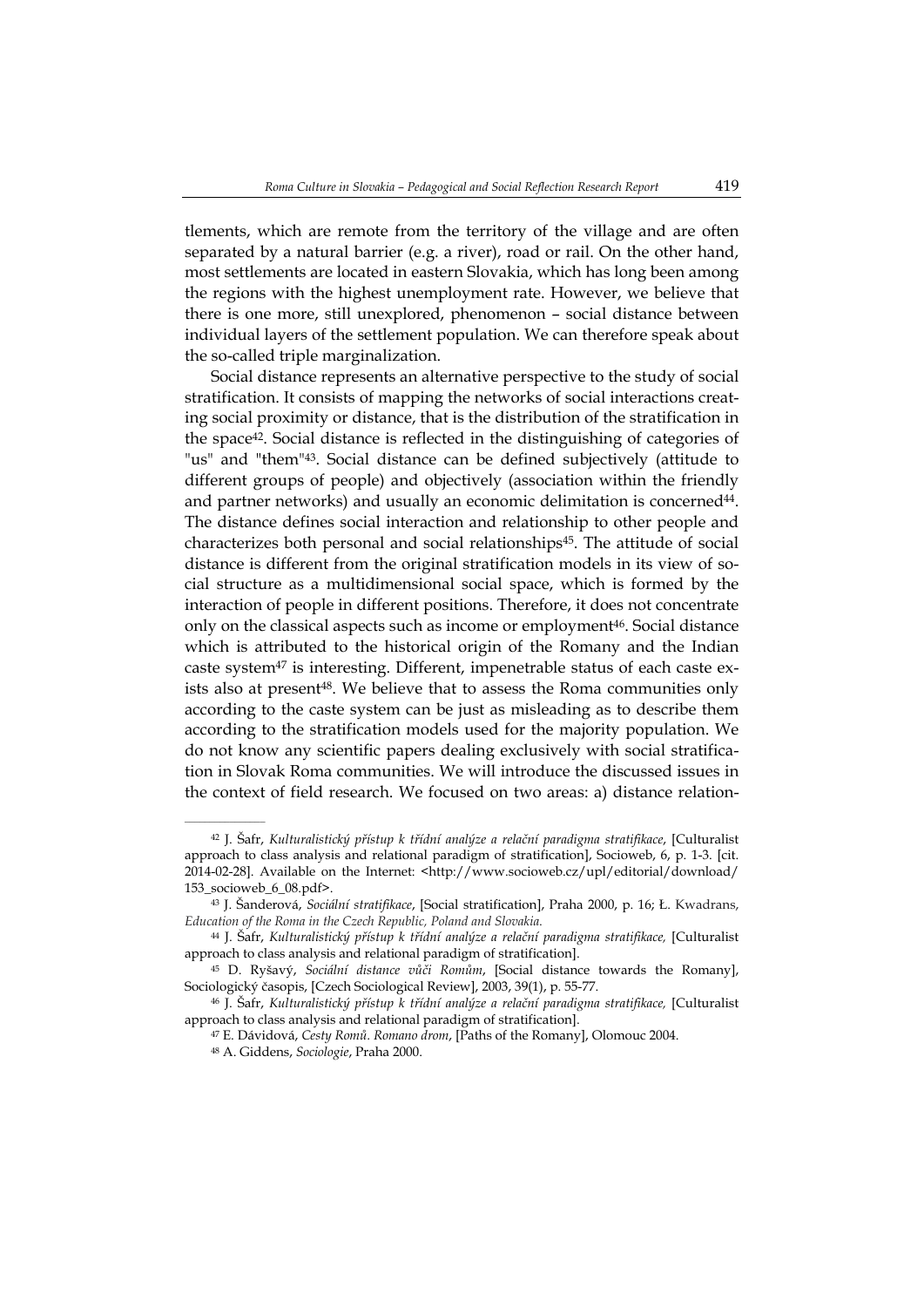tlements, which are remote from the territory of the village and are often separated by a natural barrier (e.g. a river), road or rail. On the other hand, most settlements are located in eastern Slovakia, which has long been among the regions with the highest unemployment rate. However, we believe that there is one more, still unexplored, phenomenon – social distance between individual layers of the settlement population. We can therefore speak about the so-called triple marginalization.

Social distance represents an alternative perspective to the study of social stratification. It consists of mapping the networks of social interactions creating social proximity or distance, that is the distribution of the stratification in the space[42]. Social distance is reflected in the distinguishing of categories of "us" and "them"[43]. Social distance can be defined subjectively (attitude to different groups of people) and objectively (association within the friendly and partner networks) and usually an economic delimitation is concerned[44]. The distance defines social interaction and relationship to other people and characterizes both personal and social relationships[45]. The attitude of social distance is different from the original stratification models in its view of social structure as a multidimensional social space, which is formed by the interaction of people in different positions. Therefore, it does not concentrate only on the classical aspects such as income or employment[46]. Social distance which is attributed to the historical origin of the Romany and the Indian caste system[47] is interesting. Different, impenetrable status of each caste exists also at present[48]. We believe that to assess the Roma communities only according to the caste system can be just as misleading as to describe them according to the stratification models used for the majority population. We do not know any scientific papers dealing exclusively with social stratification in Slovak Roma communities. We will introduce the discussed issues in the context of field research. We focused on two areas: a) distance relation-

---

[42] J. Šafr, *Kulturalistický přístup k třídní analýze a relační paradigma stratifikace*, [Culturalist approach to class analysis and relational paradigm of stratification], Socioweb, 6, p. 1-3. [cit. 2014-02-28]. Available on the Internet: <http://www.socioweb.cz/upl/editorial/download/153_socioweb_6_08.pdf>.

[43] J. Šanderová, *Sociální stratifikace*, [Social stratification], Praha 2000, p. 16; Ł. Kwadrans, *Education of the Roma in the Czech Republic, Poland and Slovakia.*

[44] J. Šafr, *Kulturalistický přístup k třídní analýze a relační paradigma stratifikace,* [Culturalist approach to class analysis and relational paradigm of stratification].

[45] D. Ryšavý, *Sociální distance vůči Romům*, [Social distance towards the Romany], Sociologický časopis, [Czech Sociological Review], 2003, 39(1), p. 55-77.

[46] J. Šafr, *Kulturalistický přístup k třídní analýze a relační paradigma stratifikace,* [Culturalist approach to class analysis and relational paradigm of stratification].

[47] E. Dávidová, *Cesty Romů. Romano drom*, [Paths of the Romany], Olomouc 2004.

[48] A. Giddens, *Sociologie*, Praha 2000.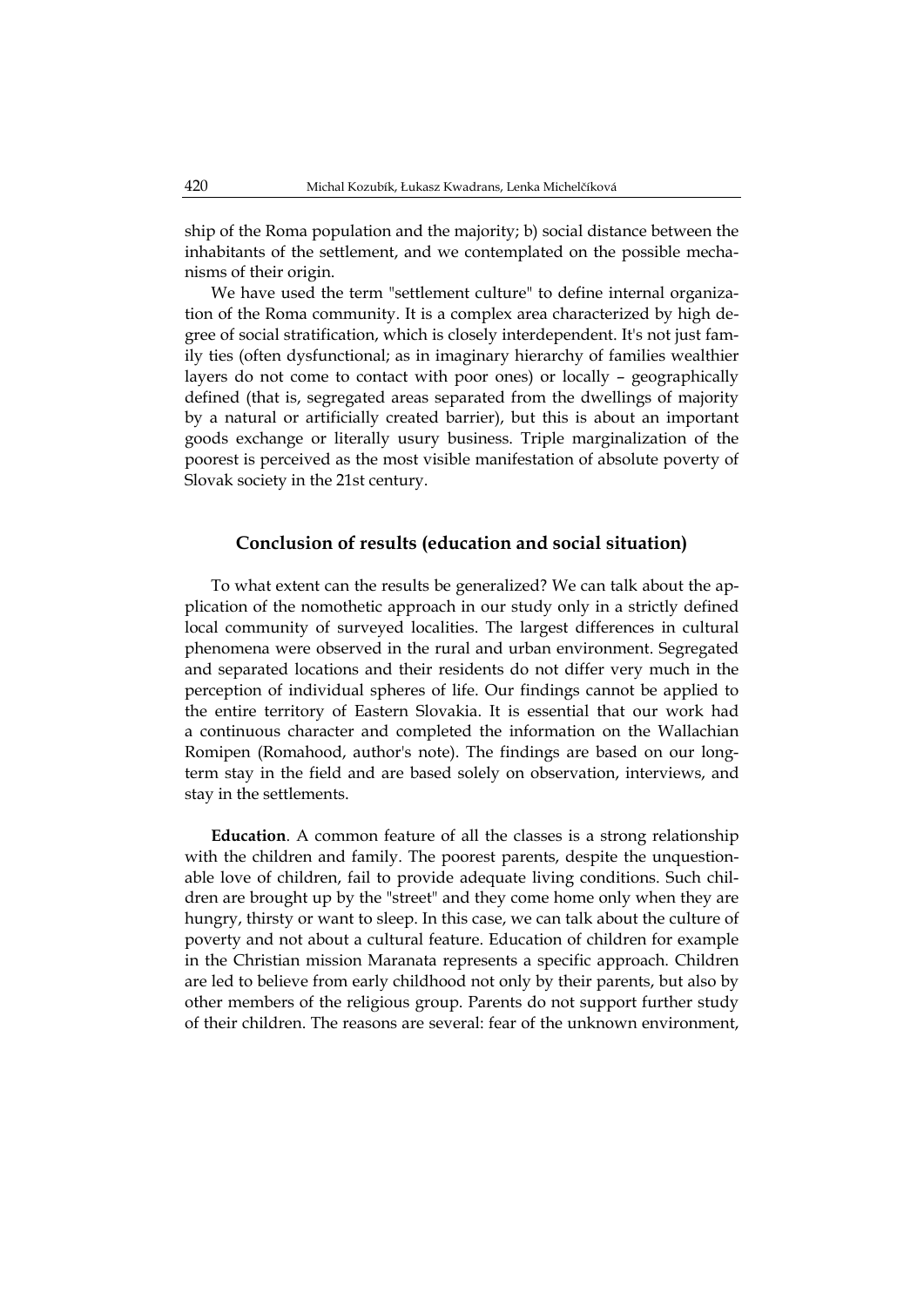ship of the Roma population and the majority; b) social distance between the inhabitants of the settlement, and we contemplated on the possible mechanisms of their origin.

We have used the term "settlement culture" to define internal organization of the Roma community. It is a complex area characterized by high degree of social stratification, which is closely interdependent. It's not just family ties (often dysfunctional; as in imaginary hierarchy of families wealthier layers do not come to contact with poor ones) or locally – geographically defined (that is, segregated areas separated from the dwellings of majority by a natural or artificially created barrier), but this is about an important goods exchange or literally usury business. Triple marginalization of the poorest is perceived as the most visible manifestation of absolute poverty of Slovak society in the 21st century.

## Conclusion of results (education and social situation)

To what extent can the results be generalized? We can talk about the application of the nomothetic approach in our study only in a strictly defined local community of surveyed localities. The largest differences in cultural phenomena were observed in the rural and urban environment. Segregated and separated locations and their residents do not differ very much in the perception of individual spheres of life. Our findings cannot be applied to the entire territory of Eastern Slovakia. It is essential that our work had a continuous character and completed the information on the Wallachian Romipen (Romahood, author's note). The findings are based on our long-term stay in the field and are based solely on observation, interviews, and stay in the settlements.

**Education**. A common feature of all the classes is a strong relationship with the children and family. The poorest parents, despite the unquestionable love of children, fail to provide adequate living conditions. Such children are brought up by the "street" and they come home only when they are hungry, thirsty or want to sleep. In this case, we can talk about the culture of poverty and not about a cultural feature. Education of children for example in the Christian mission Maranata represents a specific approach. Children are led to believe from early childhood not only by their parents, but also by other members of the religious group. Parents do not support further study of their children. The reasons are several: fear of the unknown environment,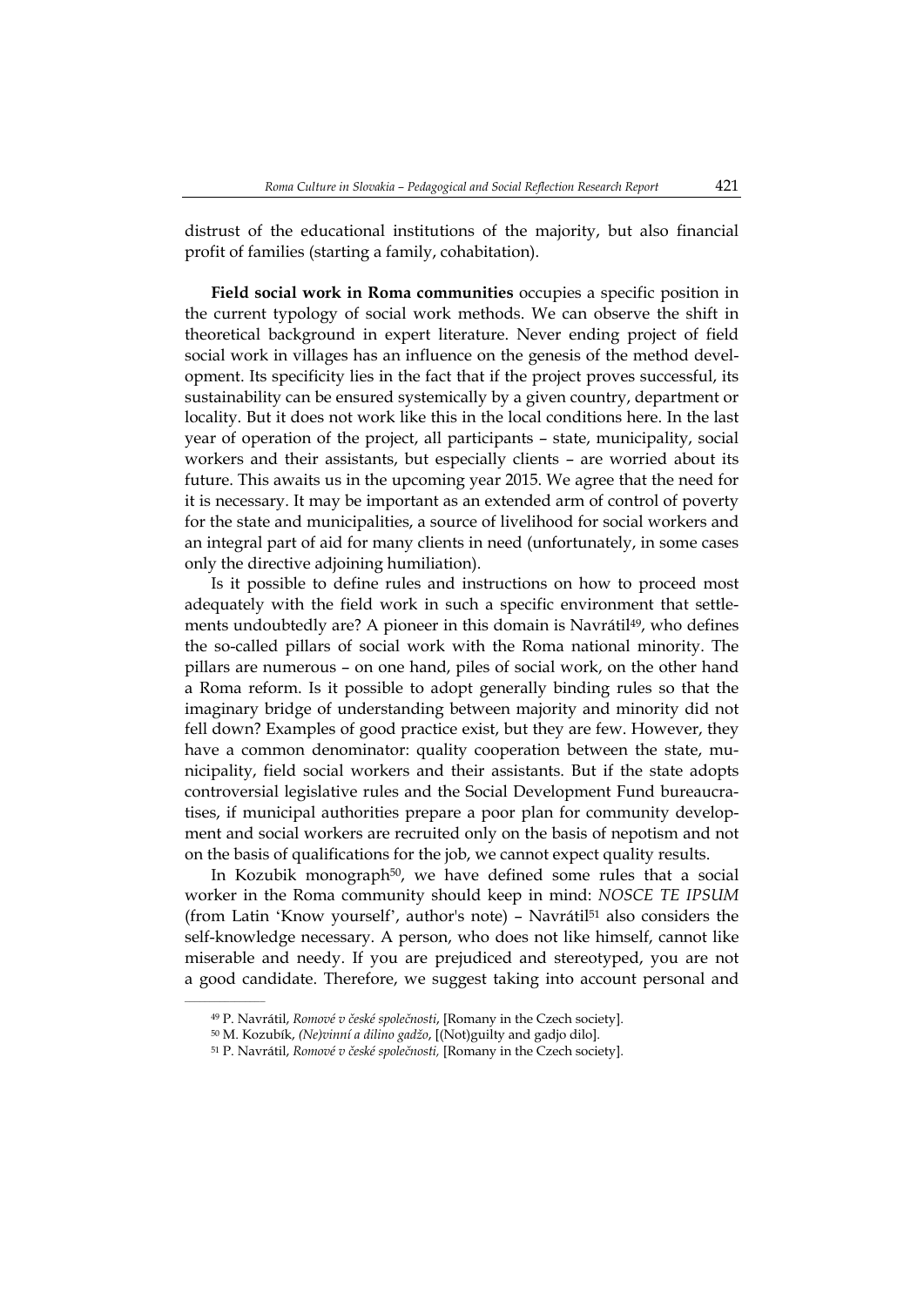distrust of the educational institutions of the majority, but also financial profit of families (starting a family, cohabitation).

**Field social work in Roma communities** occupies a specific position in the current typology of social work methods. We can observe the shift in theoretical background in expert literature. Never ending project of field social work in villages has an influence on the genesis of the method development. Its specificity lies in the fact that if the project proves successful, its sustainability can be ensured systemically by a given country, department or locality. But it does not work like this in the local conditions here. In the last year of operation of the project, all participants – state, municipality, social workers and their assistants, but especially clients – are worried about its future. This awaits us in the upcoming year 2015. We agree that the need for it is necessary. It may be important as an extended arm of control of poverty for the state and municipalities, a source of livelihood for social workers and an integral part of aid for many clients in need (unfortunately, in some cases only the directive adjoining humiliation).

Is it possible to define rules and instructions on how to proceed most adequately with the field work in such a specific environment that settlements undoubtedly are? A pioneer in this domain is Navrátil[49], who defines the so-called pillars of social work with the Roma national minority. The pillars are numerous – on one hand, piles of social work, on the other hand a Roma reform. Is it possible to adopt generally binding rules so that the imaginary bridge of understanding between majority and minority did not fell down? Examples of good practice exist, but they are few. However, they have a common denominator: quality cooperation between the state, municipality, field social workers and their assistants. But if the state adopts controversial legislative rules and the Social Development Fund bureaucratises, if municipal authorities prepare a poor plan for community development and social workers are recruited only on the basis of nepotism and not on the basis of qualifications for the job, we cannot expect quality results.

In Kozubik monograph[50], we have defined some rules that a social worker in the Roma community should keep in mind: *NOSCE TE IPSUM* (from Latin 'Know yourself', author's note) – Navrátil[51] also considers the self-knowledge necessary. A person, who does not like himself, cannot like miserable and needy. If you are prejudiced and stereotyped, you are not a good candidate. Therefore, we suggest taking into account personal and

---

[49] P. Navrátil, *Romové v české společnosti*, [Romany in the Czech society].

[50] M. Kozubík, *(Ne)vinní a dilino gadžo*, [(Not)guilty and gadjo dilo].

[51] P. Navrátil, *Romové v české společnosti,* [Romany in the Czech society].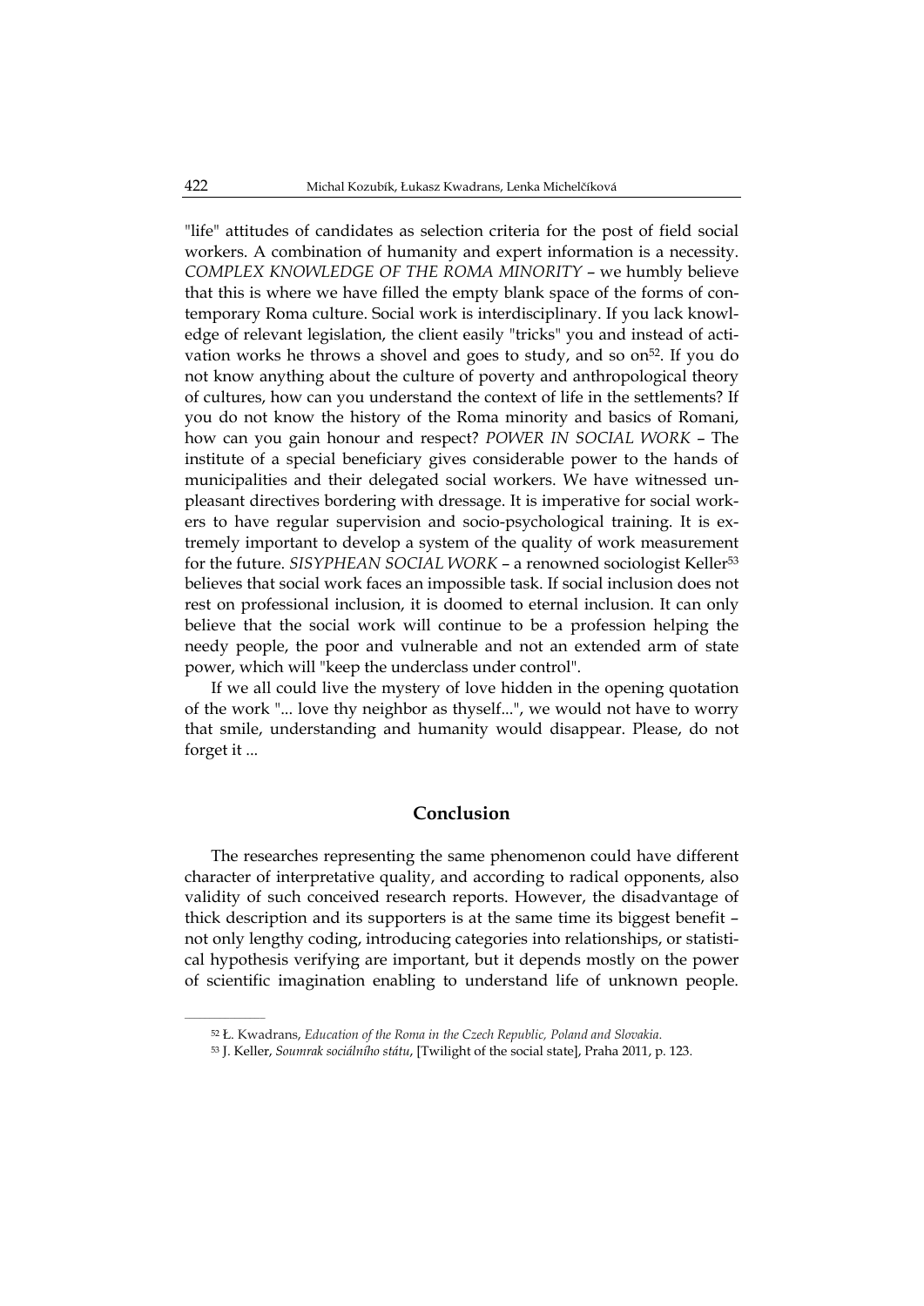"life" attitudes of candidates as selection criteria for the post of field social workers. A combination of humanity and expert information is a necessity. *COMPLEX KNOWLEDGE OF THE ROMA MINORITY* – we humbly believe that this is where we have filled the empty blank space of the forms of contemporary Roma culture. Social work is interdisciplinary. If you lack knowledge of relevant legislation, the client easily "tricks" you and instead of activation works he throws a shovel and goes to study, and so on[52]. If you do not know anything about the culture of poverty and anthropological theory of cultures, how can you understand the context of life in the settlements? If you do not know the history of the Roma minority and basics of Romani, how can you gain honour and respect? *POWER IN SOCIAL WORK* – The institute of a special beneficiary gives considerable power to the hands of municipalities and their delegated social workers. We have witnessed unpleasant directives bordering with dressage. It is imperative for social workers to have regular supervision and socio-psychological training. It is extremely important to develop a system of the quality of work measurement for the future. *SISYPHEAN SOCIAL WORK* – a renowned sociologist Keller[53] believes that social work faces an impossible task. If social inclusion does not rest on professional inclusion, it is doomed to eternal inclusion. It can only believe that the social work will continue to be a profession helping the needy people, the poor and vulnerable and not an extended arm of state power, which will "keep the underclass under control".

If we all could live the mystery of love hidden in the opening quotation of the work "... love thy neighbor as thyself...", we would not have to worry that smile, understanding and humanity would disappear. Please, do not forget it ...

## Conclusion

The researches representing the same phenomenon could have different character of interpretative quality, and according to radical opponents, also validity of such conceived research reports. However, the disadvantage of thick description and its supporters is at the same time its biggest benefit – not only lengthy coding, introducing categories into relationships, or statistical hypothesis verifying are important, but it depends mostly on the power of scientific imagination enabling to understand life of unknown people.

---

[52] Ł. Kwadrans, *Education of the Roma in the Czech Republic, Poland and Slovakia*.

[53] J. Keller, *Soumrak sociálního státu*, [Twilight of the social state], Praha 2011, p. 123.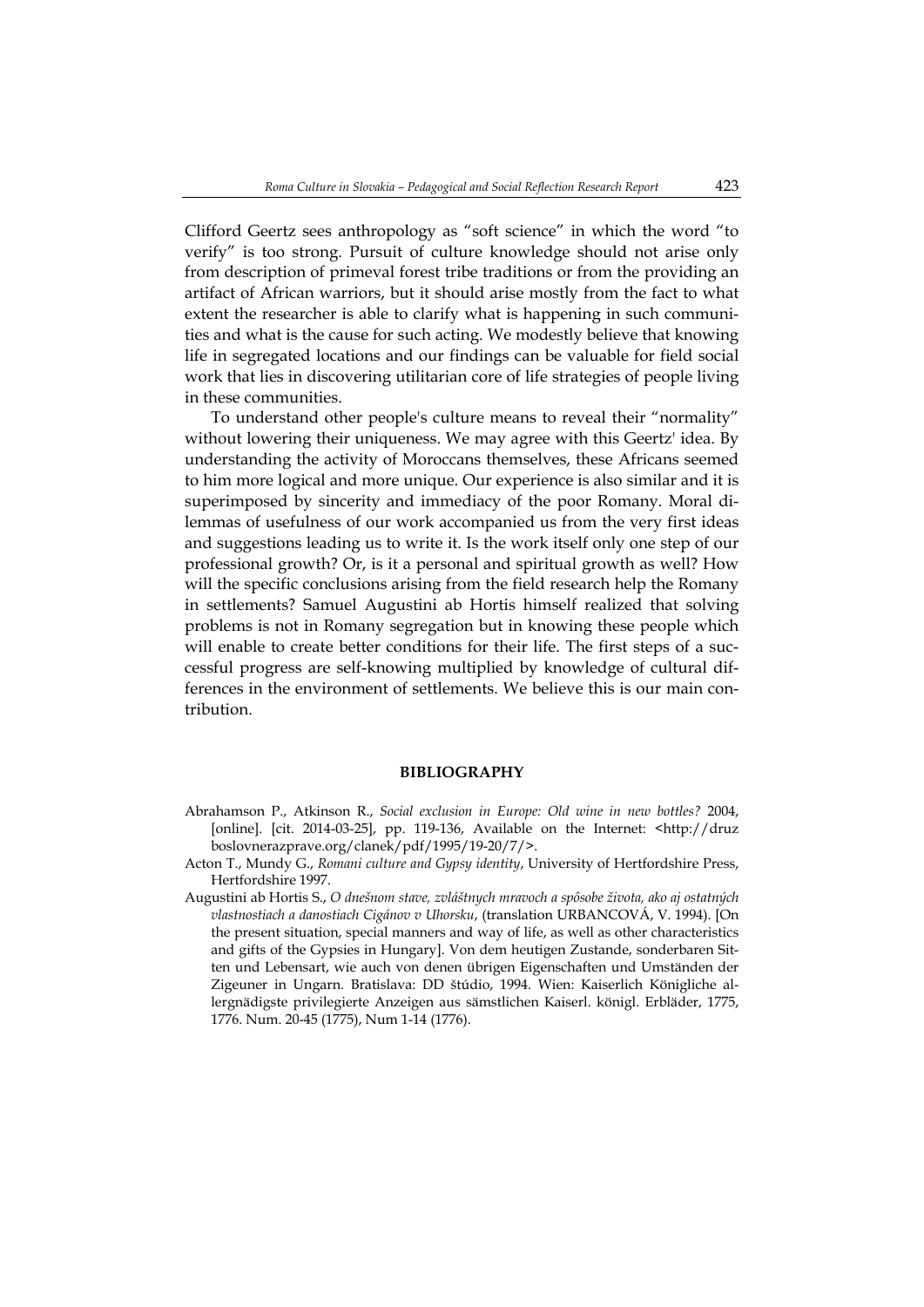Clifford Geertz sees anthropology as "soft science" in which the word "to verify" is too strong. Pursuit of culture knowledge should not arise only from description of primeval forest tribe traditions or from the providing an artifact of African warriors, but it should arise mostly from the fact to what extent the researcher is able to clarify what is happening in such communities and what is the cause for such acting. We modestly believe that knowing life in segregated locations and our findings can be valuable for field social work that lies in discovering utilitarian core of life strategies of people living in these communities.

To understand other people's culture means to reveal their "normality" without lowering their uniqueness. We may agree with this Geertz' idea. By understanding the activity of Moroccans themselves, these Africans seemed to him more logical and more unique. Our experience is also similar and it is superimposed by sincerity and immediacy of the poor Romany. Moral dilemmas of usefulness of our work accompanied us from the very first ideas and suggestions leading us to write it. Is the work itself only one step of our professional growth? Or, is it a personal and spiritual growth as well? How will the specific conclusions arising from the field research help the Romany in settlements? Samuel Augustini ab Hortis himself realized that solving problems is not in Romany segregation but in knowing these people which will enable to create better conditions for their life. The first steps of a successful progress are self-knowing multiplied by knowledge of cultural differences in the environment of settlements. We believe this is our main contribution.

## BIBLIOGRAPHY

Abrahamson P., Atkinson R., *Social exclusion in Europe: Old wine in new bottles?* 2004, [online]. [cit. 2014-03-25], pp. 119-136, Available on the Internet: <http://druzboslovnerazprave.org/clanek/pdf/1995/19-20/7/>.

Acton T., Mundy G., *Romani culture and Gypsy identity*, University of Hertfordshire Press, Hertfordshire 1997.

Augustini ab Hortis S., *O dnešnom stave, zvláštnych mravoch a spôsobe života, ako aj ostatných vlastnostiach a danostiach Cigánov v Uhorsku*, (translation URBANCOVÁ, V. 1994). [On the present situation, special manners and way of life, as well as other characteristics and gifts of the Gypsies in Hungary]. Von dem heutigen Zustande, sonderbaren Sitten und Lebensart, wie auch von denen übrigen Eigenschaften und Umständen der Zigeuner in Ungarn. Bratislava: DD štúdio, 1994. Wien: Kaiserlich Königliche allergnädigste privilegierte Anzeigen aus sämstlichen Kaiserl. königl. Erbläder, 1775, 1776. Num. 20-45 (1775), Num 1-14 (1776).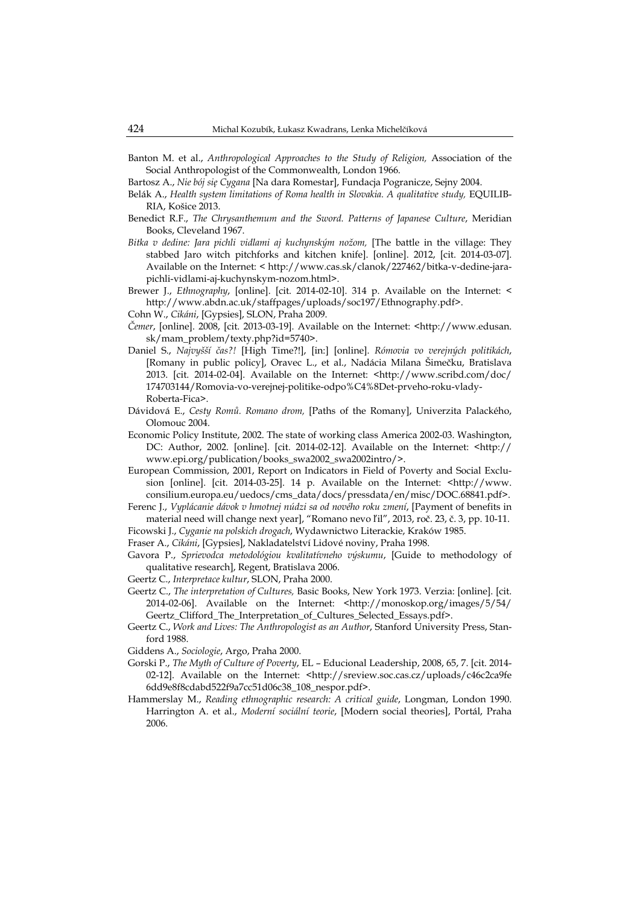Banton M. et al., *Anthropological Approaches to the Study of Religion,* Association of the Social Anthropologist of the Commonwealth, London 1966.

Bartosz A., *Nie bój się Cygana* [Na dara Romestar], Fundacja Pogranicze, Sejny 2004.

Belák A., *Health system limitations of Roma health in Slovakia. A qualitative study,* EQUILIBRIA, Košice 2013.

Benedict R.F., *The Chrysanthemum and the Sword. Patterns of Japanese Culture*, Meridian Books, Cleveland 1967.

*Bitka v dedine: Jara pichli vidlami aj kuchynským nožom,* [The battle in the village: They stabbed Jaro witch pitchforks and kitchen knife]. [online]. 2012, [cit. 2014-03-07]. Available on the Internet: < http://www.cas.sk/clanok/227462/bitka-v-dedine-jara-pichli-vidlami-aj-kuchynskym-nozom.html>.

Brewer J., *Ethnography*, [online]. [cit. 2014-02-10]. 314 p. Available on the Internet: < http://www.abdn.ac.uk/staffpages/uploads/soc197/Ethnography.pdf>.

Cohn W., *Cikáni*, [Gypsies], SLON, Praha 2009.

*Čemer*, [online]. 2008, [cit. 2013-03-19]. Available on the Internet: <http://www.edusan.sk/mam_problem/texty.php?id=5740>.

Daniel S., *Najvyšší čas?!* [High Time?!], [in:] [online]. *Rómovia vo verejných politikách*, [Romany in public policy], Oravec L., et al., Nadácia Milana Šimečku, Bratislava 2013. [cit. 2014-02-04]. Available on the Internet: <http://www.scribd.com/doc/174703144/Romovia-vo-verejnej-politike-odpo%C4%8Det-prveho-roku-vlady-Roberta-Fica>.

Dávidová E., *Cesty Romů. Romano drom,* [Paths of the Romany], Univerzita Palackého, Olomouc 2004.

Economic Policy Institute, 2002. The state of working class America 2002-03. Washington, DC: Author, 2002. [online]. [cit. 2014-02-12]. Available on the Internet: <http://www.epi.org/publication/books_swa2002_swa2002intro/>.

European Commission, 2001, Report on Indicators in Field of Poverty and Social Exclusion [online]. [cit. 2014-03-25]. 14 p. Available on the Internet: <http://www.consilium.europa.eu/uedocs/cms_data/docs/pressdata/en/misc/DOC.68841.pdf>.

Ferenc J., *Vyplácanie dávok v hmotnej núdzi sa od nového roku zmení*, [Payment of benefits in material need will change next year], "Romano nevo ľil", 2013, roč. 23, č. 3, pp. 10-11.

Ficowski J., *Cyganie na polskich drogach*, Wydawnictwo Literackie, Kraków 1985.

Fraser A., *Cikáni*, [Gypsies], Nakladatelství Lidové noviny, Praha 1998.

Gavora P., *Sprievodca metodológiou kvalitatívneho výskumu*, [Guide to methodology of qualitative research], Regent, Bratislava 2006.

Geertz C., *Interpretace kultur*, SLON, Praha 2000.

Geertz C., *The interpretation of Cultures,* Basic Books, New York 1973. Verzia: [online]. [cit. 2014-02-06]. Available on the Internet: <http://monoskop.org/images/5/54/Geertz_Clifford_The_Interpretation_of_Cultures_Selected_Essays.pdf>.

Geertz C., *Work and Lives: The Anthropologist as an Author*, Stanford University Press, Stanford 1988.

Giddens A., *Sociologie*, Argo, Praha 2000.

Gorski P., *The Myth of Culture of Poverty*, EL – Educional Leadership, 2008, 65, 7. [cit. 2014-02-12]. Available on the Internet: <http://sreview.soc.cas.cz/uploads/c46c2ca9fe6dd9e8f8cdabd522f9a7cc51d06c38_108_nespor.pdf>.

Hammerslay M., *Reading ethnographic research: A critical guide*, Longman, London 1990.

Harrington A. et al., *Moderní sociální teorie*, [Modern social theories], Portál, Praha 2006.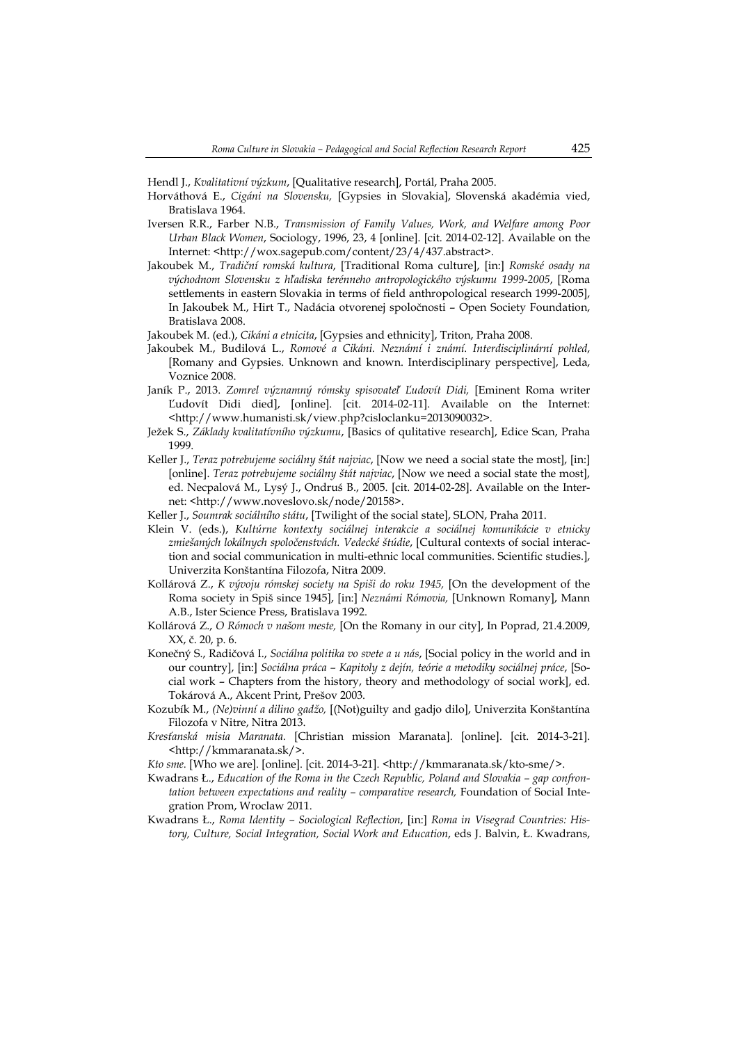Hendl J., *Kvalitativní výzkum*, [Qualitative research], Portál, Praha 2005.

Horváthová E., *Cigáni na Slovensku,* [Gypsies in Slovakia], Slovenská akadémia vied, Bratislava 1964.

Iversen R.R., Farber N.B., *Transmission of Family Values, Work, and Welfare among Poor Urban Black Women*, Sociology, 1996, 23, 4 [online]. [cit. 2014-02-12]. Available on the Internet: <http://wox.sagepub.com/content/23/4/437.abstract>.

Jakoubek M., *Tradiční romská kultura*, [Traditional Roma culture], [in:] *Romské osady na východnom Slovensku z hľadiska terénneho antropologického výskumu 1999-2005*, [Roma settlements in eastern Slovakia in terms of field anthropological research 1999-2005], In Jakoubek M., Hirt T., Nadácia otvorenej spoločnosti – Open Society Foundation, Bratislava 2008.

Jakoubek M. (ed.), *Cikáni a etnicita*, [Gypsies and ethnicity], Triton, Praha 2008.

Jakoubek M., Budilová L., *Romové a Cikáni. Neznámí i známí. Interdisciplinární pohled*, [Romany and Gypsies. Unknown and known. Interdisciplinary perspective], Leda, Voznice 2008.

Janík P., 2013. *Zomrel významný rómsky spisovateľ Ľudovít Didi,* [Eminent Roma writer Ľudovít Didi died], [online]. [cit. 2014-02-11]. Available on the Internet: <http://www.humanisti.sk/view.php?cisloclanku=2013090032>.

Ježek S., *Základy kvalitatívního výzkumu*, [Basics of qulitative research], Edice Scan, Praha 1999.

Keller J., *Teraz potrebujeme sociálny štát najviac*, [Now we need a social state the most], [in:] [online]. *Teraz potrebujeme sociálny štát najviac*, [Now we need a social state the most], ed. Necpalová M., Lysý J., Ondruś B., 2005. [cit. 2014-02-28]. Available on the Internet: <http://www.noveslovo.sk/node/20158>.

Keller J., *Soumrak sociálního státu*, [Twilight of the social state], SLON, Praha 2011.

Klein V. (eds.), *Kultúrne kontexty sociálnej interakcie a sociálnej komunikácie v etnicky zmiešaných lokálnych spoločenstvách. Vedecké štúdie*, [Cultural contexts of social interaction and social communication in multi-ethnic local communities. Scientific studies.], Univerzita Konštantína Filozofa, Nitra 2009.

Kollárová Z., *K vývoju rómskej society na Spiši do roku 1945,* [On the development of the Roma society in Spiš since 1945], [in:] *Neznámi Rómovia,* [Unknown Romany], Mann A.B., Ister Science Press, Bratislava 1992.

Kollárová Z., *O Rómoch v našom meste,* [On the Romany in our city], In Poprad, 21.4.2009, XX, č. 20, p. 6.

Konečný S., Radičová I., *Sociálna politika vo svete a u nás*, [Social policy in the world and in our country], [in:] *Sociálna práca – Kapitoly z dejín, teórie a metodiky sociálnej práce*, [Social work – Chapters from the history, theory and methodology of social work], ed. Tokárová A., Akcent Print, Prešov 2003.

Kozubík M., *(Ne)vinní a dilino gadžo,* [(Not)guilty and gadjo dilo], Univerzita Konštantína Filozofa v Nitre, Nitra 2013.

*Kresťanská misia Maranata*. [Christian mission Maranata]. [online]. [cit. 2014-3-21]. <http://kmmaranata.sk/>.

*Kto sme.* [Who we are]. [online]. [cit. 2014-3-21]. <http://kmmaranata.sk/kto-sme/>.

Kwadrans Ł., *Education of the Roma in the Czech Republic, Poland and Slovakia – gap confrontation between expectations and reality – comparative research,* Foundation of Social Integration Prom, Wroclaw 2011.

Kwadrans Ł., *Roma Identity – Sociological Reflection*, [in:] *Roma in Visegrad Countries: History, Culture, Social Integration, Social Work and Education*, eds J. Balvin, Ł. Kwadrans,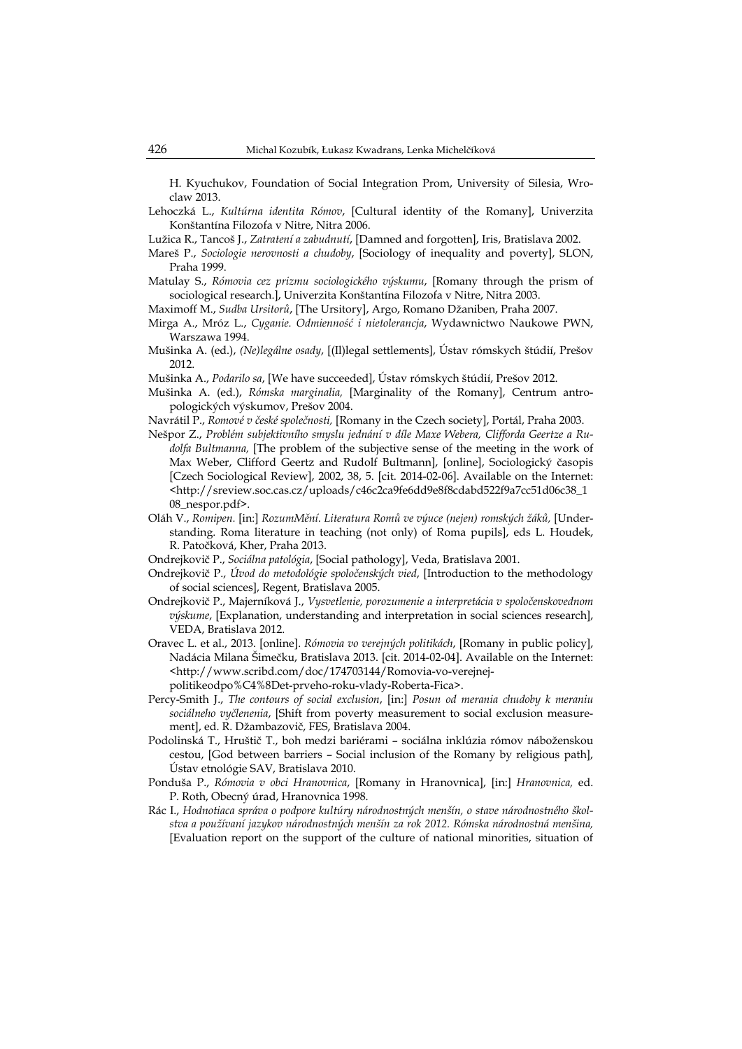H. Kyuchukov, Foundation of Social Integration Prom, University of Silesia, Wroclaw 2013.

Lehoczká L., *Kultúrna identita Rómov*, [Cultural identity of the Romany], Univerzita Konštantína Filozofa v Nitre, Nitra 2006.

Lužica R., Tancoš J., *Zatratení a zabudnutí*, [Damned and forgotten], Iris, Bratislava 2002.

Mareš P., *Sociologie nerovnosti a chudoby*, [Sociology of inequality and poverty], SLON, Praha 1999.

Matulay S., *Rómovia cez prizmu sociologického výskumu*, [Romany through the prism of sociological research.], Univerzita Konštantína Filozofa v Nitre, Nitra 2003.

Maximoff M., *Sudba Ursitorů*, [The Ursitory], Argo, Romano Džaniben, Praha 2007.

Mirga A., Mróz L., *Cyganie. Odmienność i nietolerancja*, Wydawnictwo Naukowe PWN, Warszawa 1994.

Mušinka A. (ed.), *(Ne)legálne osady*, [(Il)legal settlements], Ústav rómskych štúdií, Prešov 2012.

Mušinka A., *Podarilo sa*, [We have succeeded], Ústav rómskych štúdií, Prešov 2012.

Mušinka A. (ed.), *Rómska marginalia,* [Marginality of the Romany], Centrum antropologických výskumov, Prešov 2004.

Navrátil P., *Romové v české společnosti,* [Romany in the Czech society], Portál, Praha 2003.

Nešpor Z., *Problém subjektivního smyslu jednání v díle Maxe Webera, Clifforda Geertze a Rudolfa Bultmanna,* [The problem of the subjective sense of the meeting in the work of Max Weber, Clifford Geertz and Rudolf Bultmann], [online], Sociologický časopis [Czech Sociological Review], 2002, 38, 5. [cit. 2014-02-06]. Available on the Internet: <http://sreview.soc.cas.cz/uploads/c46c2ca9fe6dd9e8f8cdabd522f9a7cc51d06c38_108_nespor.pdf>.

Oláh V., *Romipen.* [in:] *RozumMění. Literatura Romů ve výuce (nejen) romských žáků,* [Understanding. Roma literature in teaching (not only) of Roma pupils], eds L. Houdek, R. Patočková, Kher, Praha 2013.

Ondrejkovič P., *Sociálna patológia*, [Social pathology], Veda, Bratislava 2001.

Ondrejkovič P., *Úvod do metodológie spoločenských vied*, [Introduction to the methodology of social sciences], Regent, Bratislava 2005.

Ondrejkovič P., Majerníková J., *Vysvetlenie, porozumenie a interpretácia v spoločenskovednom výskume*, [Explanation, understanding and interpretation in social sciences research], VEDA, Bratislava 2012.

Oravec L. et al., 2013. [online]. *Rómovia vo verejných politikách*, [Romany in public policy], Nadácia Milana Šimečku, Bratislava 2013. [cit. 2014-02-04]. Available on the Internet: <http://www.scribd.com/doc/174703144/Romovia-vo-verejnej-politikeodpo%C4%8Det-prveho-roku-vlady-Roberta-Fica>.

Percy-Smith J., *The contours of social exclusion*, [in:] *Posun od merania chudoby k meraniu sociálneho vyčlenenia*, [Shift from poverty measurement to social exclusion measurement], ed. R. Džambazovič, FES, Bratislava 2004.

Podolinská T., Hruštič T., boh medzi bariérami – sociálna inklúzia rómov náboženskou cestou, [God between barriers – Social inclusion of the Romany by religious path], Ústav etnológie SAV, Bratislava 2010.

Ponduša P., *Rómovia v obci Hranovnica*, [Romany in Hranovnica], [in:] *Hranovnica,* ed. P. Roth, Obecný úrad, Hranovnica 1998.

Rác I., *Hodnotiaca správa o podpore kultúry národnostných menšín, o stave národnostného školstva a používaní jazykov národnostných menšín za rok 2012. Rómska národnostná menšina,* [Evaluation report on the support of the culture of national minorities, situation of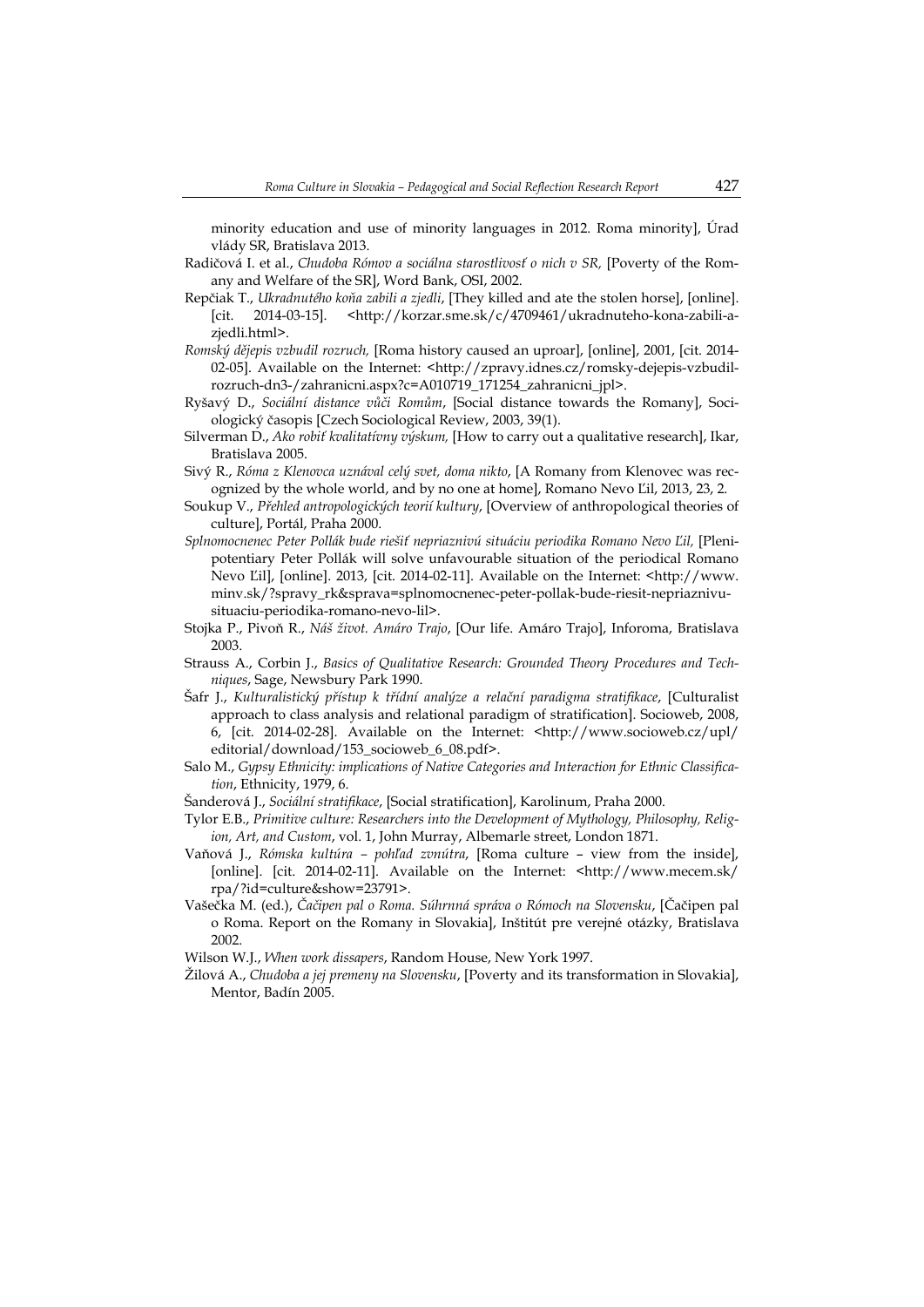minority education and use of minority languages in 2012. Roma minority], Úrad vlády SR, Bratislava 2013.

Radičová I. et al., *Chudoba Rómov a sociálna starostlivosť o nich v SR,* [Poverty of the Romany and Welfare of the SR], Word Bank, OSI, 2002.

Repčiak T., *Ukradnutého koňa zabili a zjedli*, [They killed and ate the stolen horse], [online]. [cit. 2014-03-15]. <http://korzar.sme.sk/c/4709461/ukradnuteho-kona-zabili-a-zjedli.html>.

*Romský dějepis vzbudil rozruch,* [Roma history caused an uproar], [online], 2001, [cit. 2014-02-05]. Available on the Internet: <http://zpravy.idnes.cz/romsky-dejepis-vzbudil-rozruch-dn3-/zahranicni.aspx?c=A010719_171254_zahranicni_jpl>.

Ryšavý D., *Sociální distance vůči Romům*, [Social distance towards the Romany], Sociologický časopis [Czech Sociological Review, 2003, 39(1).

Silverman D., *Ako robiť kvalitatívny výskum,* [How to carry out a qualitative research], Ikar, Bratislava 2005.

Sivý R., *Róma z Klenovca uznával celý svet, doma nikto*, [A Romany from Klenovec was recognized by the whole world, and by no one at home], Romano Nevo Ľil, 2013, 23, 2.

Soukup V., *Přehled antropologických teorií kultury*, [Overview of anthropological theories of culture], Portál, Praha 2000.

*Splnomocnenec Peter Pollák bude riešiť nepriaznivú situáciu periodika Romano Nevo Ľil,* [Plenipotentiary Peter Pollák will solve unfavourable situation of the periodical Romano Nevo Ľil], [online]. 2013, [cit. 2014-02-11]. Available on the Internet: <http://www.minv.sk/?spravy_rk&sprava=splnomocnenec-peter-pollak-bude-riesit-nepriaznivu-situaciu-periodika-romano-nevo-lil>.

Stojka P., Pivoň R., *Náš život. Amáro Trajo*, [Our life. Amáro Trajo], Inforoma, Bratislava 2003.

Strauss A., Corbin J., *Basics of Qualitative Research: Grounded Theory Procedures and Techniques*, Sage, Newsbury Park 1990.

Šafr J., *Kulturalistický přístup k třídní analýze a relační paradigma stratifikace*, [Culturalist approach to class analysis and relational paradigm of stratification]. Socioweb, 2008, 6, [cit. 2014-02-28]. Available on the Internet: <http://www.socioweb.cz/upl/editorial/download/153_socioweb_6_08.pdf>.

Salo M., *Gypsy Ethnicity: implications of Native Categories and Interaction for Ethnic Classification*, Ethnicity, 1979, 6.

Šanderová J., *Sociální stratifikace*, [Social stratification], Karolinum, Praha 2000.

Tylor E.B., *Primitive culture: Researchers into the Development of Mythology, Philosophy, Religion, Art, and Custom*, vol. 1, John Murray, Albemarle street, London 1871.

Vaňová J., *Rómska kultúra – pohľad zvnútra*, [Roma culture – view from the inside], [online]. [cit. 2014-02-11]. Available on the Internet: <http://www.mecem.sk/rpa/?id=culture&show=23791>.

Vašečka M. (ed.), *Čačipen pal o Roma. Súhrnná správa o Rómoch na Slovensku*, [Čačipen pal o Roma. Report on the Romany in Slovakia], Inštitút pre verejné otázky, Bratislava 2002.

Wilson W.J., *When work dissapers*, Random House, New York 1997.

Žilová A., *Chudoba a jej premeny na Slovensku*, [Poverty and its transformation in Slovakia], Mentor, Badín 2005.